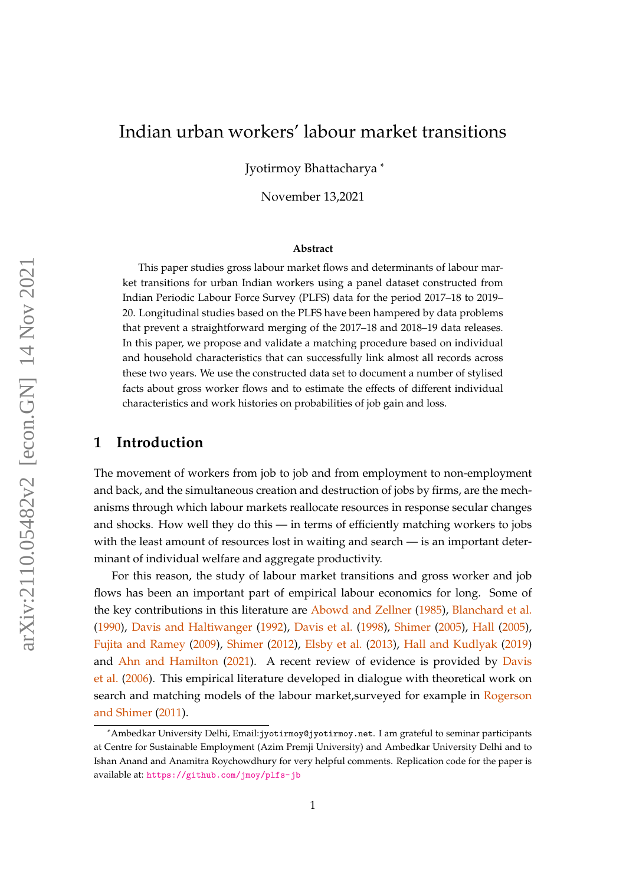# Indian urban workers' labour market transitions

Jyotirmoy Bhattacharya *

November 13,2021

**Abstract**

This paper studies gross labour market flows and determinants of labour market transitions for urban Indian workers using a panel dataset constructed from Indian Periodic Labour Force Survey (PLFS) data for the period 2017–18 to 2019–20. Longitudinal studies based on the PLFS have been hampered by data problems that prevent a straightforward merging of the 2017–18 and 2018–19 data releases. In this paper, we propose and validate a matching procedure based on individual and household characteristics that can successfully link almost all records across these two years. We use the constructed data set to document a number of stylised facts about gross worker flows and to estimate the effects of different individual characteristics and work histories on probabilities of job gain and loss.

## 1 Introduction

The movement of workers from job to job and from employment to non-employment and back, and the simultaneous creation and destruction of jobs by firms, are the mechanisms through which labour markets reallocate resources in response secular changes and shocks. How well they do this — in terms of efficiently matching workers to jobs with the least amount of resources lost in waiting and search — is an important determinant of individual welfare and aggregate productivity.

For this reason, the study of labour market transitions and gross worker and job flows has been an important part of empirical labour economics for long. Some of the key contributions in this literature are Abowd and Zellner (1985), Blanchard et al. (1990), Davis and Haltiwanger (1992), Davis et al. (1998), Shimer (2005), Hall (2005), Fujita and Ramey (2009), Shimer (2012), Elsby et al. (2013), Hall and Kudlyak (2019) and Ahn and Hamilton (2021). A recent review of evidence is provided by Davis et al. (2006). This empirical literature developed in dialogue with theoretical work on search and matching models of the labour market,surveyed for example in Rogerson and Shimer (2011).

*Ambedkar University Delhi, Email:jyotirmoy@jyotirmoy.net. I am grateful to seminar participants at Centre for Sustainable Employment (Azim Premji University) and Ambedkar University Delhi and to Ishan Anand and Anamitra Roychowdhury for very helpful comments. Replication code for the paper is available at: https://github.com/jmoy/plfs-jb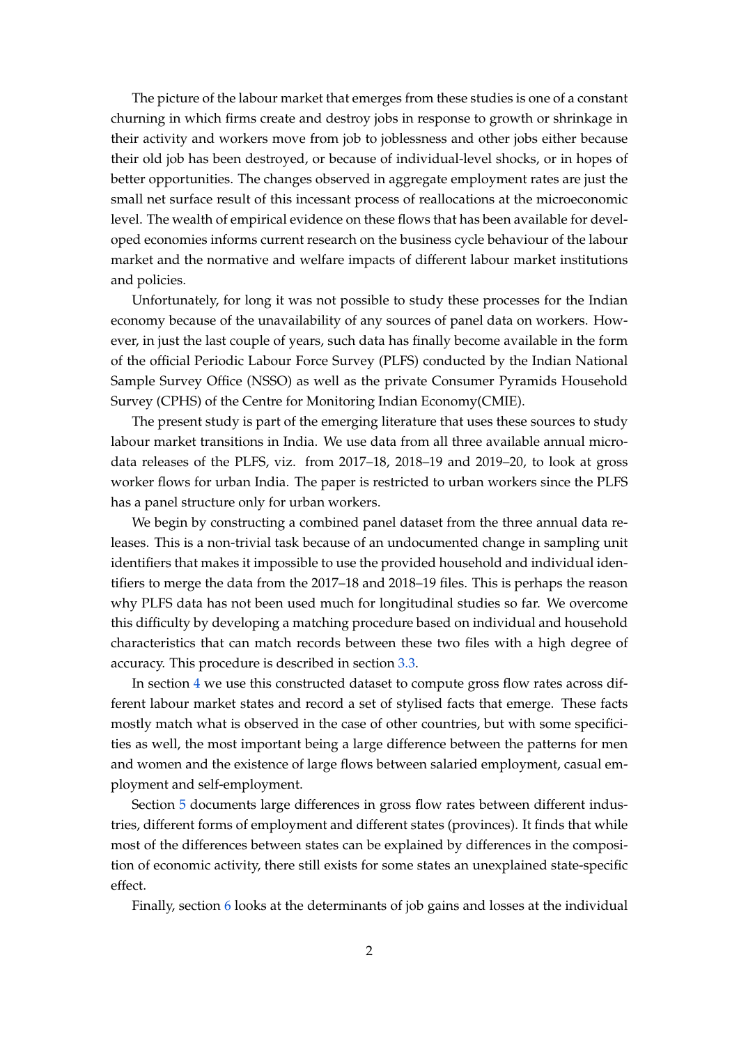The picture of the labour market that emerges from these studies is one of a constant churning in which firms create and destroy jobs in response to growth or shrinkage in their activity and workers move from job to joblessness and other jobs either because their old job has been destroyed, or because of individual-level shocks, or in hopes of better opportunities. The changes observed in aggregate employment rates are just the small net surface result of this incessant process of reallocations at the microeconomic level. The wealth of empirical evidence on these flows that has been available for developed economies informs current research on the business cycle behaviour of the labour market and the normative and welfare impacts of different labour market institutions and policies.

Unfortunately, for long it was not possible to study these processes for the Indian economy because of the unavailability of any sources of panel data on workers. However, in just the last couple of years, such data has finally become available in the form of the official Periodic Labour Force Survey (PLFS) conducted by the Indian National Sample Survey Office (NSSO) as well as the private Consumer Pyramids Household Survey (CPHS) of the Centre for Monitoring Indian Economy(CMIE).

The present study is part of the emerging literature that uses these sources to study labour market transitions in India. We use data from all three available annual micro-data releases of the PLFS, viz. from 2017–18, 2018–19 and 2019–20, to look at gross worker flows for urban India. The paper is restricted to urban workers since the PLFS has a panel structure only for urban workers.

We begin by constructing a combined panel dataset from the three annual data releases. This is a non-trivial task because of an undocumented change in sampling unit identifiers that makes it impossible to use the provided household and individual identifiers to merge the data from the 2017–18 and 2018–19 files. This is perhaps the reason why PLFS data has not been used much for longitudinal studies so far. We overcome this difficulty by developing a matching procedure based on individual and household characteristics that can match records between these two files with a high degree of accuracy. This procedure is described in section 3.3.

In section 4 we use this constructed dataset to compute gross flow rates across different labour market states and record a set of stylised facts that emerge. These facts mostly match what is observed in the case of other countries, but with some specificities as well, the most important being a large difference between the patterns for men and women and the existence of large flows between salaried employment, casual employment and self-employment.

Section 5 documents large differences in gross flow rates between different industries, different forms of employment and different states (provinces). It finds that while most of the differences between states can be explained by differences in the composition of economic activity, there still exists for some states an unexplained state-specific effect.

Finally, section 6 looks at the determinants of job gains and losses at the individual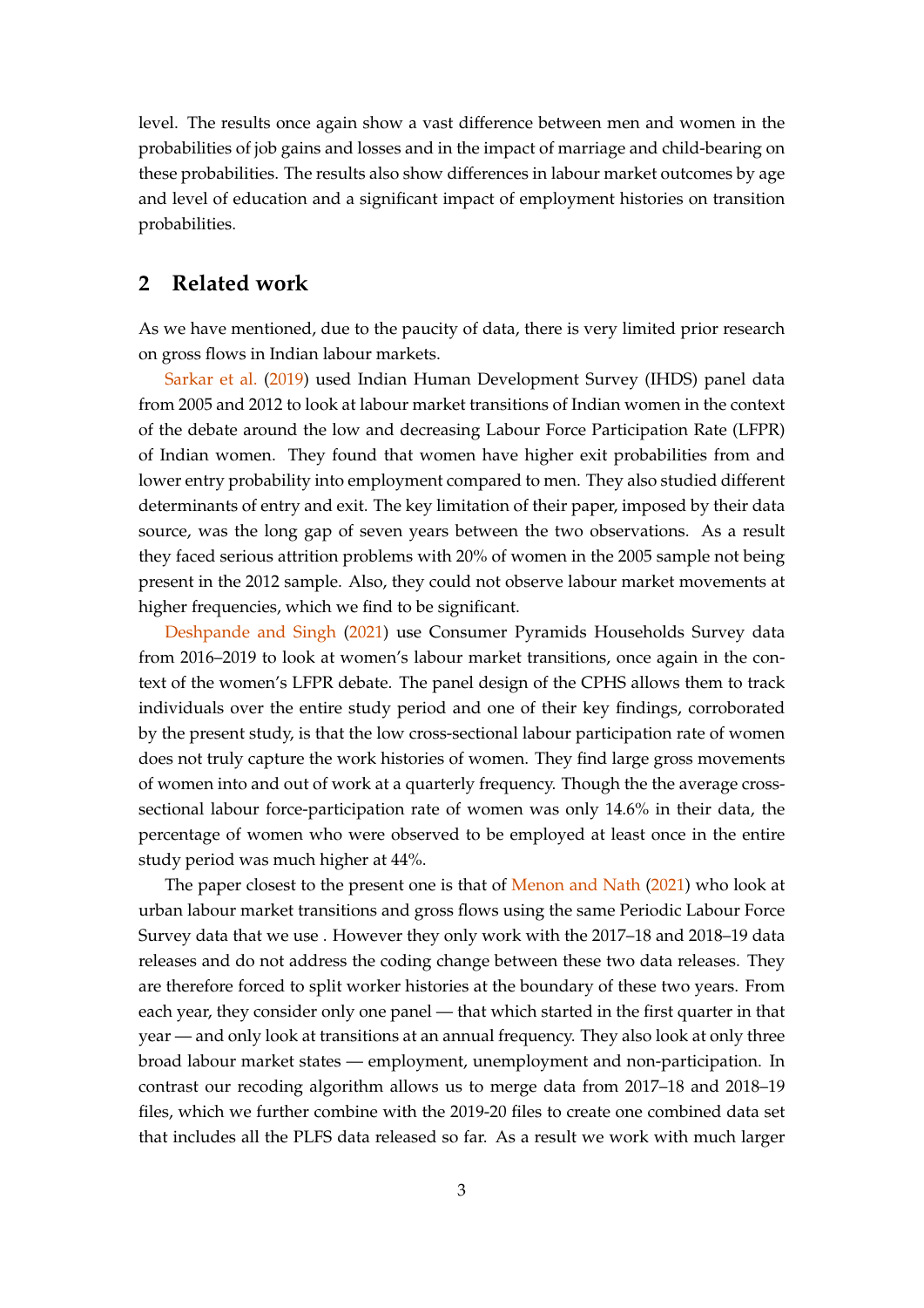level. The results once again show a vast difference between men and women in the probabilities of job gains and losses and in the impact of marriage and child-bearing on these probabilities. The results also show differences in labour market outcomes by age and level of education and a significant impact of employment histories on transition probabilities.

## 2 Related work

As we have mentioned, due to the paucity of data, there is very limited prior research on gross flows in Indian labour markets.

Sarkar et al. (2019) used Indian Human Development Survey (IHDS) panel data from 2005 and 2012 to look at labour market transitions of Indian women in the context of the debate around the low and decreasing Labour Force Participation Rate (LFPR) of Indian women. They found that women have higher exit probabilities from and lower entry probability into employment compared to men. They also studied different determinants of entry and exit. The key limitation of their paper, imposed by their data source, was the long gap of seven years between the two observations. As a result they faced serious attrition problems with 20% of women in the 2005 sample not being present in the 2012 sample. Also, they could not observe labour market movements at higher frequencies, which we find to be significant.

Deshpande and Singh (2021) use Consumer Pyramids Households Survey data from 2016–2019 to look at women's labour market transitions, once again in the context of the women's LFPR debate. The panel design of the CPHS allows them to track individuals over the entire study period and one of their key findings, corroborated by the present study, is that the low cross-sectional labour participation rate of women does not truly capture the work histories of women. They find large gross movements of women into and out of work at a quarterly frequency. Though the the average cross-sectional labour force-participation rate of women was only 14.6% in their data, the percentage of women who were observed to be employed at least once in the entire study period was much higher at 44%.

The paper closest to the present one is that of Menon and Nath (2021) who look at urban labour market transitions and gross flows using the same Periodic Labour Force Survey data that we use . However they only work with the 2017–18 and 2018–19 data releases and do not address the coding change between these two data releases. They are therefore forced to split worker histories at the boundary of these two years. From each year, they consider only one panel — that which started in the first quarter in that year — and only look at transitions at an annual frequency. They also look at only three broad labour market states — employment, unemployment and non-participation. In contrast our recoding algorithm allows us to merge data from 2017–18 and 2018–19 files, which we further combine with the 2019-20 files to create one combined data set that includes all the PLFS data released so far. As a result we work with much larger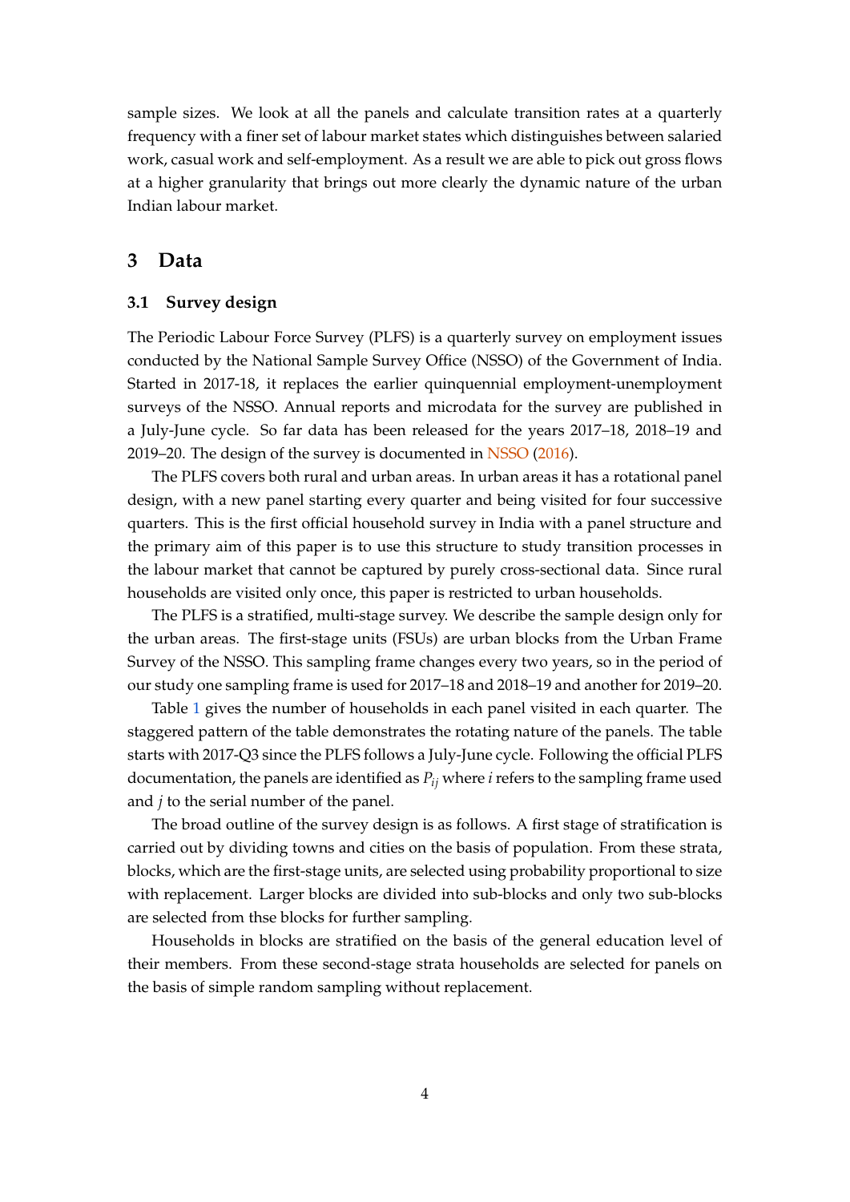sample sizes. We look at all the panels and calculate transition rates at a quarterly frequency with a finer set of labour market states which distinguishes between salaried work, casual work and self-employment. As a result we are able to pick out gross flows at a higher granularity that brings out more clearly the dynamic nature of the urban Indian labour market.

## 3 Data

### 3.1 Survey design

The Periodic Labour Force Survey (PLFS) is a quarterly survey on employment issues conducted by the National Sample Survey Office (NSSO) of the Government of India. Started in 2017-18, it replaces the earlier quinquennial employment-unemployment surveys of the NSSO. Annual reports and microdata for the survey are published in a July-June cycle. So far data has been released for the years 2017–18, 2018–19 and 2019–20. The design of the survey is documented in NSSO (2016).

The PLFS covers both rural and urban areas. In urban areas it has a rotational panel design, with a new panel starting every quarter and being visited for four successive quarters. This is the first official household survey in India with a panel structure and the primary aim of this paper is to use this structure to study transition processes in the labour market that cannot be captured by purely cross-sectional data. Since rural households are visited only once, this paper is restricted to urban households.

The PLFS is a stratified, multi-stage survey. We describe the sample design only for the urban areas. The first-stage units (FSUs) are urban blocks from the Urban Frame Survey of the NSSO. This sampling frame changes every two years, so in the period of our study one sampling frame is used for 2017–18 and 2018–19 and another for 2019–20.

Table 1 gives the number of households in each panel visited in each quarter. The staggered pattern of the table demonstrates the rotating nature of the panels. The table starts with 2017-Q3 since the PLFS follows a July-June cycle. Following the official PLFS documentation, the panels are identified as $P_{ij}$ where $i$ refers to the sampling frame used and $j$ to the serial number of the panel.

The broad outline of the survey design is as follows. A first stage of stratification is carried out by dividing towns and cities on the basis of population. From these strata, blocks, which are the first-stage units, are selected using probability proportional to size with replacement. Larger blocks are divided into sub-blocks and only two sub-blocks are selected from thse blocks for further sampling.

Households in blocks are stratified on the basis of the general education level of their members. From these second-stage strata households are selected for panels on the basis of simple random sampling without replacement.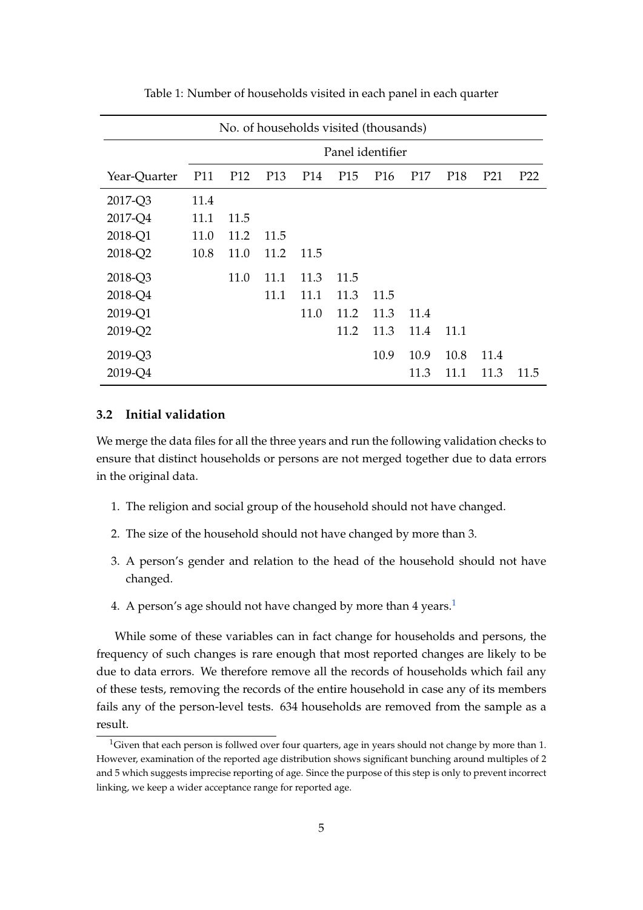Table 1: Number of households visited in each panel in each quarter

| | No. of households visited (thousands) | | | | | | | | | |
|---|---|---|---|---|---|---|---|---|---|---|
| | Panel identifier | | | | | | | | | |
| Year-Quarter | P11 | P12 | P13 | P14 | P15 | P16 | P17 | P18 | P21 | P22 |
| 2017-Q3 | 11.4 | | | | | | | | | |
| 2017-Q4 | 11.1 | 11.5 | | | | | | | | |
| 2018-Q1 | 11.0 | 11.2 | 11.5 | | | | | | | |
| 2018-Q2 | 10.8 | 11.0 | 11.2 | 11.5 | | | | | | |
| 2018-Q3 | | 11.0 | 11.1 | 11.3 | 11.5 | | | | | |
| 2018-Q4 | | | 11.1 | 11.1 | 11.3 | 11.5 | | | | |
| 2019-Q1 | | | | 11.0 | 11.2 | 11.3 | 11.4 | | | |
| 2019-Q2 | | | | | 11.2 | 11.3 | 11.4 | 11.1 | | |
| 2019-Q3 | | | | | | 10.9 | 10.9 | 10.8 | 11.4 | |
| 2019-Q4 | | | | | | | 11.3 | 11.1 | 11.3 | 11.5 |

### 3.2 Initial validation

We merge the data files for all the three years and run the following validation checks to ensure that distinct households or persons are not merged together due to data errors in the original data.

1. The religion and social group of the household should not have changed.
2. The size of the household should not have changed by more than 3.
3. A person's gender and relation to the head of the household should not have changed.
4. A person's age should not have changed by more than 4 years.[1]

While some of these variables can in fact change for households and persons, the frequency of such changes is rare enough that most reported changes are likely to be due to data errors. We therefore remove all the records of households which fail any of these tests, removing the records of the entire household in case any of its members fails any of the person-level tests. 634 households are removed from the sample as a result.

[1] Given that each person is follwed over four quarters, age in years should not change by more than 1. However, examination of the reported age distribution shows significant bunching around multiples of 2 and 5 which suggests imprecise reporting of age. Since the purpose of this step is only to prevent incorrect linking, we keep a wider acceptance range for reported age.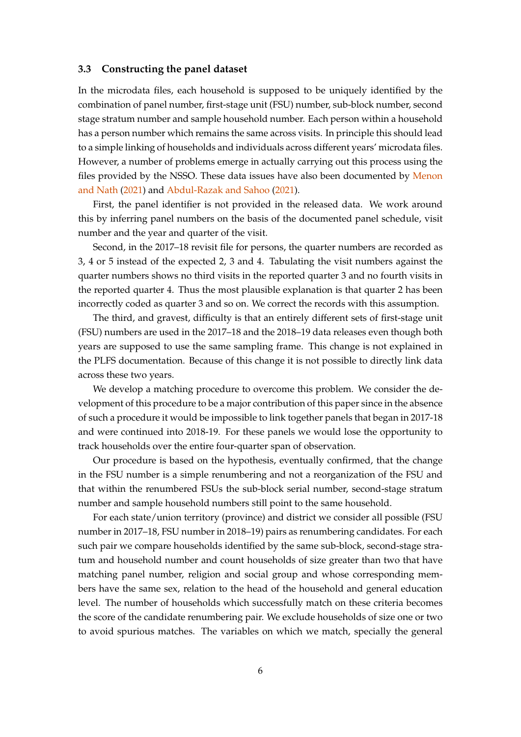### 3.3 Constructing the panel dataset

In the microdata files, each household is supposed to be uniquely identified by the combination of panel number, first-stage unit (FSU) number, sub-block number, second stage stratum number and sample household number. Each person within a household has a person number which remains the same across visits. In principle this should lead to a simple linking of households and individuals across different years' microdata files. However, a number of problems emerge in actually carrying out this process using the files provided by the NSSO. These data issues have also been documented by Menon and Nath (2021) and Abdul-Razak and Sahoo (2021).

First, the panel identifier is not provided in the released data. We work around this by inferring panel numbers on the basis of the documented panel schedule, visit number and the year and quarter of the visit.

Second, in the 2017–18 revisit file for persons, the quarter numbers are recorded as 3, 4 or 5 instead of the expected 2, 3 and 4. Tabulating the visit numbers against the quarter numbers shows no third visits in the reported quarter 3 and no fourth visits in the reported quarter 4. Thus the most plausible explanation is that quarter 2 has been incorrectly coded as quarter 3 and so on. We correct the records with this assumption.

The third, and gravest, difficulty is that an entirely different sets of first-stage unit (FSU) numbers are used in the 2017–18 and the 2018–19 data releases even though both years are supposed to use the same sampling frame. This change is not explained in the PLFS documentation. Because of this change it is not possible to directly link data across these two years.

We develop a matching procedure to overcome this problem. We consider the development of this procedure to be a major contribution of this paper since in the absence of such a procedure it would be impossible to link together panels that began in 2017-18 and were continued into 2018-19. For these panels we would lose the opportunity to track households over the entire four-quarter span of observation.

Our procedure is based on the hypothesis, eventually confirmed, that the change in the FSU number is a simple renumbering and not a reorganization of the FSU and that within the renumbered FSUs the sub-block serial number, second-stage stratum number and sample household numbers still point to the same household.

For each state/union territory (province) and district we consider all possible (FSU number in 2017–18, FSU number in 2018–19) pairs as renumbering candidates. For each such pair we compare households identified by the same sub-block, second-stage stratum and household number and count households of size greater than two that have matching panel number, religion and social group and whose corresponding members have the same sex, relation to the head of the household and general education level. The number of households which successfully match on these criteria becomes the score of the candidate renumbering pair. We exclude households of size one or two to avoid spurious matches. The variables on which we match, specially the general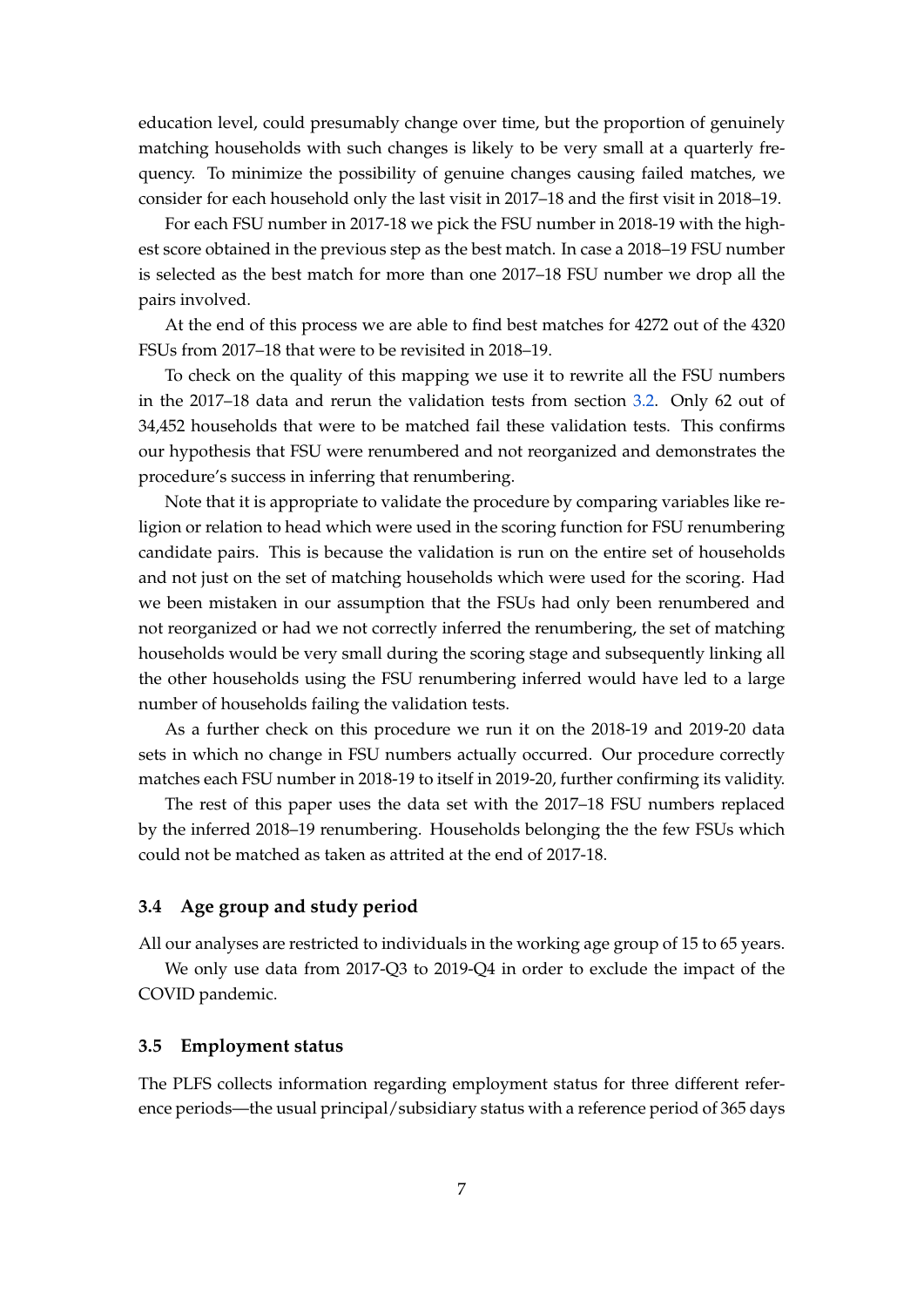education level, could presumably change over time, but the proportion of genuinely matching households with such changes is likely to be very small at a quarterly frequency. To minimize the possibility of genuine changes causing failed matches, we consider for each household only the last visit in 2017–18 and the first visit in 2018–19.

For each FSU number in 2017-18 we pick the FSU number in 2018-19 with the highest score obtained in the previous step as the best match. In case a 2018–19 FSU number is selected as the best match for more than one 2017–18 FSU number we drop all the pairs involved.

At the end of this process we are able to find best matches for 4272 out of the 4320 FSUs from 2017–18 that were to be revisited in 2018–19.

To check on the quality of this mapping we use it to rewrite all the FSU numbers in the 2017–18 data and rerun the validation tests from section 3.2. Only 62 out of 34,452 households that were to be matched fail these validation tests. This confirms our hypothesis that FSU were renumbered and not reorganized and demonstrates the procedure's success in inferring that renumbering.

Note that it is appropriate to validate the procedure by comparing variables like religion or relation to head which were used in the scoring function for FSU renumbering candidate pairs. This is because the validation is run on the entire set of households and not just on the set of matching households which were used for the scoring. Had we been mistaken in our assumption that the FSUs had only been renumbered and not reorganized or had we not correctly inferred the renumbering, the set of matching households would be very small during the scoring stage and subsequently linking all the other households using the FSU renumbering inferred would have led to a large number of households failing the validation tests.

As a further check on this procedure we run it on the 2018-19 and 2019-20 data sets in which no change in FSU numbers actually occurred. Our procedure correctly matches each FSU number in 2018-19 to itself in 2019-20, further confirming its validity.

The rest of this paper uses the data set with the 2017–18 FSU numbers replaced by the inferred 2018–19 renumbering. Households belonging the the few FSUs which could not be matched as taken as attrited at the end of 2017-18.

### 3.4 Age group and study period

All our analyses are restricted to individuals in the working age group of 15 to 65 years.

We only use data from 2017-Q3 to 2019-Q4 in order to exclude the impact of the COVID pandemic.

### 3.5 Employment status

The PLFS collects information regarding employment status for three different reference periods—the usual principal/subsidiary status with a reference period of 365 days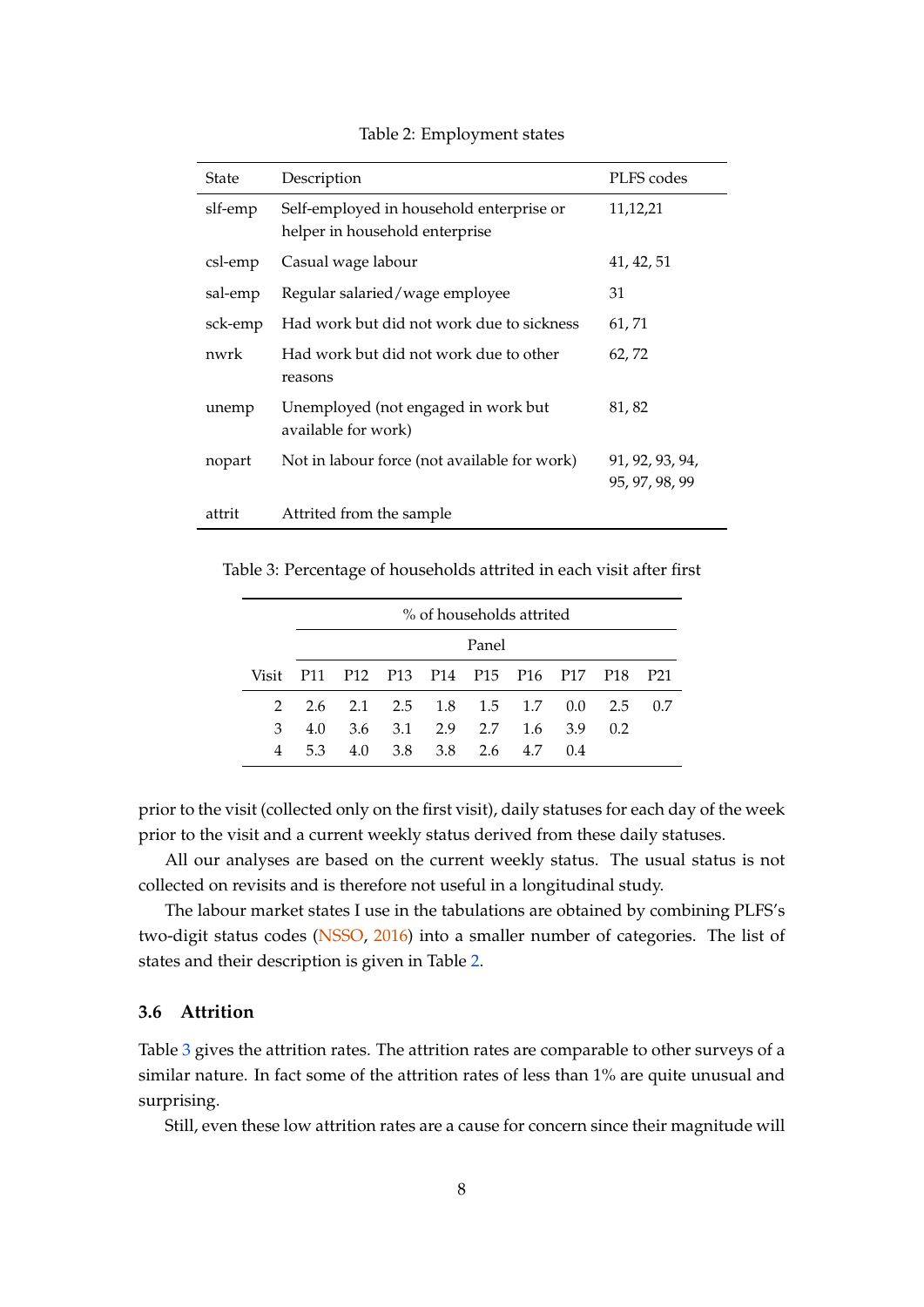Table 2: Employment states

| State | Description | PLFS codes |
|---|---|---|
| slf-emp | Self-employed in household enterprise or helper in household enterprise | 11,12,21 |
| csl-emp | Casual wage labour | 41, 42, 51 |
| sal-emp | Regular salaried/wage employee | 31 |
| sck-emp | Had work but did not work due to sickness | 61, 71 |
| nwrk | Had work but did not work due to other reasons | 62, 72 |
| unemp | Unemployed (not engaged in work but available for work) | 81, 82 |
| nopart | Not in labour force (not available for work) | 91, 92, 93, 94, 95, 97, 98, 99 |
| attrit | Attrited from the sample | |

Table 3: Percentage of households attrited in each visit after first

| | % of households attrited | | | | | | | | |
|---|---|---|---|---|---|---|---|---|---|
| | Panel | | | | | | | | |
| Visit | P11 | P12 | P13 | P14 | P15 | P16 | P17 | P18 | P21 |
| 2 | 2.6 | 2.1 | 2.5 | 1.8 | 1.5 | 1.7 | 0.0 | 2.5 | 0.7 |
| 3 | 4.0 | 3.6 | 3.1 | 2.9 | 2.7 | 1.6 | 3.9 | 0.2 | |
| 4 | 5.3 | 4.0 | 3.8 | 3.8 | 2.6 | 4.7 | 0.4 | | |

prior to the visit (collected only on the first visit), daily statuses for each day of the week prior to the visit and a current weekly status derived from these daily statuses.

All our analyses are based on the current weekly status. The usual status is not collected on revisits and is therefore not useful in a longitudinal study.

The labour market states I use in the tabulations are obtained by combining PLFS's two-digit status codes (NSSO, 2016) into a smaller number of categories. The list of states and their description is given in Table 2.

### 3.6 Attrition

Table 3 gives the attrition rates. The attrition rates are comparable to other surveys of a similar nature. In fact some of the attrition rates of less than 1% are quite unusual and surprising.

Still, even these low attrition rates are a cause for concern since their magnitude will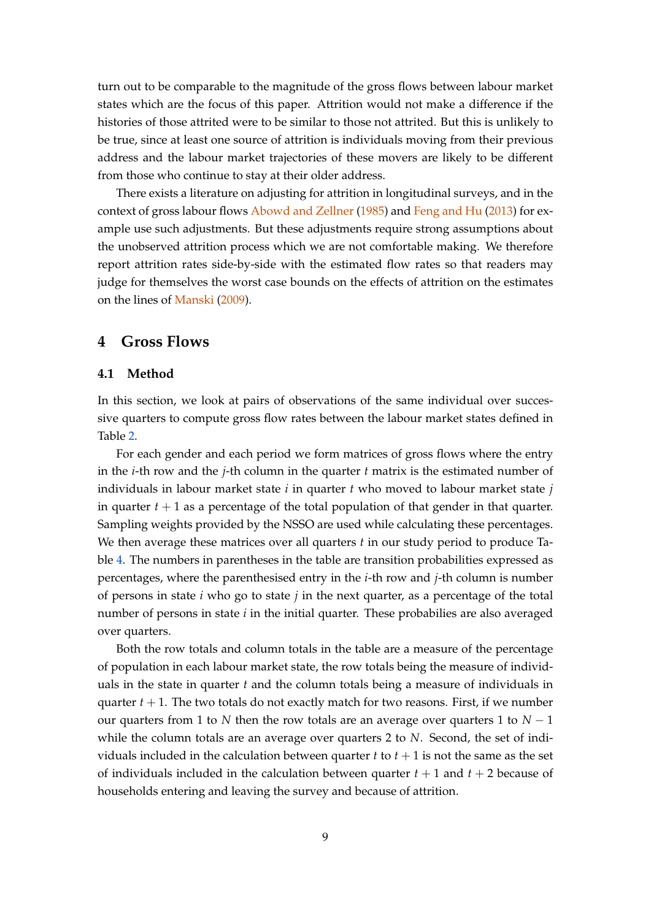turn out to be comparable to the magnitude of the gross flows between labour market states which are the focus of this paper. Attrition would not make a difference if the histories of those attrited were to be similar to those not attrited. But this is unlikely to be true, since at least one source of attrition is individuals moving from their previous address and the labour market trajectories of these movers are likely to be different from those who continue to stay at their older address.

There exists a literature on adjusting for attrition in longitudinal surveys, and in the context of gross labour flows Abowd and Zellner (1985) and Feng and Hu (2013) for example use such adjustments. But these adjustments require strong assumptions about the unobserved attrition process which we are not comfortable making. We therefore report attrition rates side-by-side with the estimated flow rates so that readers may judge for themselves the worst case bounds on the effects of attrition on the estimates on the lines of Manski (2009).

## 4 Gross Flows

### 4.1 Method

In this section, we look at pairs of observations of the same individual over successive quarters to compute gross flow rates between the labour market states defined in Table 2.

For each gender and each period we form matrices of gross flows where the entry in the $i$-th row and the $j$-th column in the quarter $t$ matrix is the estimated number of individuals in labour market state $i$ in quarter $t$ who moved to labour market state $j$ in quarter $t+1$ as a percentage of the total population of that gender in that quarter. Sampling weights provided by the NSSO are used while calculating these percentages. We then average these matrices over all quarters $t$ in our study period to produce Table 4. The numbers in parentheses in the table are transition probabilities expressed as percentages, where the parenthesised entry in the $i$-th row and $j$-th column is number of persons in state $i$ who go to state $j$ in the next quarter, as a percentage of the total number of persons in state $i$ in the initial quarter. These probabilies are also averaged over quarters.

Both the row totals and column totals in the table are a measure of the percentage of population in each labour market state, the row totals being the measure of individuals in the state in quarter $t$ and the column totals being a measure of individuals in quarter $t+1$. The two totals do not exactly match for two reasons. First, if we number our quarters from 1 to $N$ then the row totals are an average over quarters 1 to $N-1$ while the column totals are an average over quarters 2 to $N$. Second, the set of individuals included in the calculation between quarter $t$ to $t+1$ is not the same as the set of individuals included in the calculation between quarter $t+1$ and $t+2$ because of households entering and leaving the survey and because of attrition.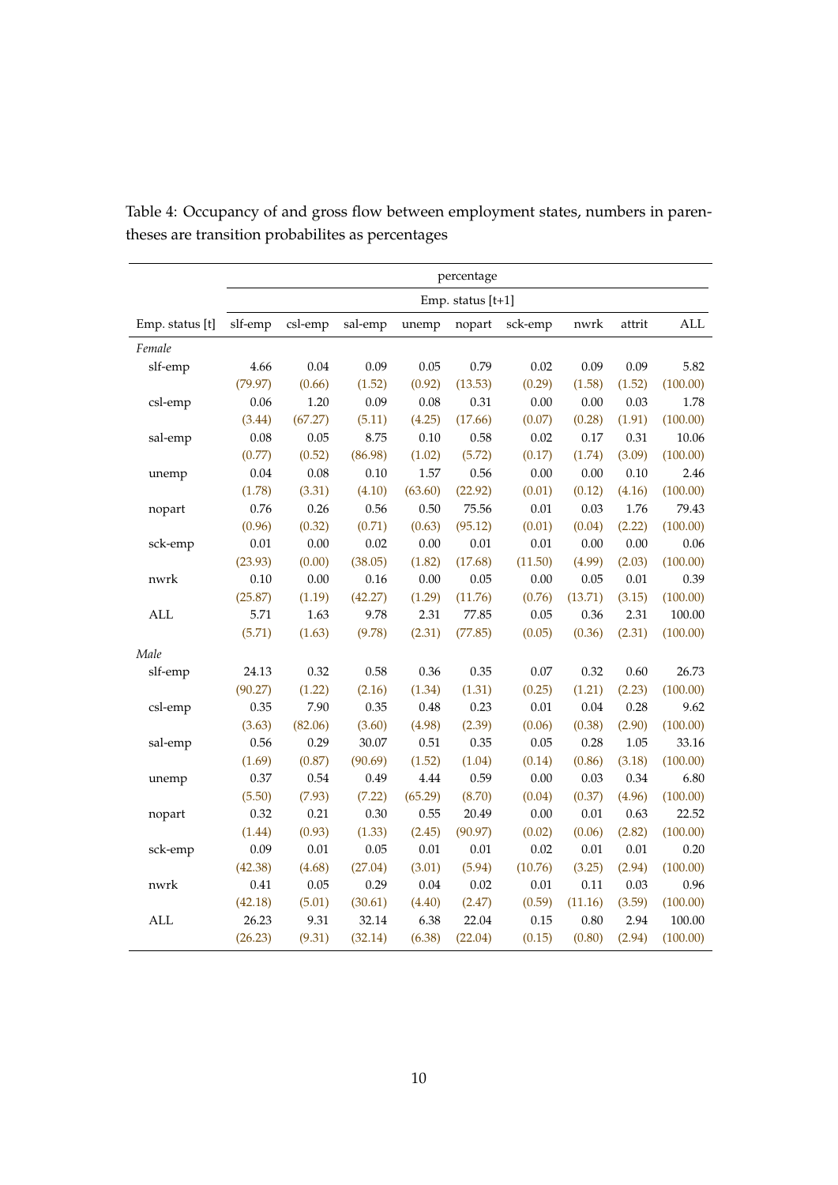Table 4: Occupancy of and gross flow between employment states, numbers in parentheses are transition probabilites as percentages

| | percentage | | | | | | | | |
|---|---|---|---|---|---|---|---|---|---|
| | Emp. status [t+1] | | | | | | | | |
| Emp. status [t] | slf-emp | csl-emp | sal-emp | unemp | nopart | sck-emp | nwrk | attrit | ALL |
| *Female* | | | | | | | | | |
| slf-emp | 4.66 | 0.04 | 0.09 | 0.05 | 0.79 | 0.02 | 0.09 | 0.09 | 5.82 |
| | (79.97) | (0.66) | (1.52) | (0.92) | (13.53) | (0.29) | (1.58) | (1.52) | (100.00) |
| csl-emp | 0.06 | 1.20 | 0.09 | 0.08 | 0.31 | 0.00 | 0.00 | 0.03 | 1.78 |
| | (3.44) | (67.27) | (5.11) | (4.25) | (17.66) | (0.07) | (0.28) | (1.91) | (100.00) |
| sal-emp | 0.08 | 0.05 | 8.75 | 0.10 | 0.58 | 0.02 | 0.17 | 0.31 | 10.06 |
| | (0.77) | (0.52) | (86.98) | (1.02) | (5.72) | (0.17) | (1.74) | (3.09) | (100.00) |
| unemp | 0.04 | 0.08 | 0.10 | 1.57 | 0.56 | 0.00 | 0.00 | 0.10 | 2.46 |
| | (1.78) | (3.31) | (4.10) | (63.60) | (22.92) | (0.01) | (0.12) | (4.16) | (100.00) |
| nopart | 0.76 | 0.26 | 0.56 | 0.50 | 75.56 | 0.01 | 0.03 | 1.76 | 79.43 |
| | (0.96) | (0.32) | (0.71) | (0.63) | (95.12) | (0.01) | (0.04) | (2.22) | (100.00) |
| sck-emp | 0.01 | 0.00 | 0.02 | 0.00 | 0.01 | 0.01 | 0.00 | 0.00 | 0.06 |
| | (23.93) | (0.00) | (38.05) | (1.82) | (17.68) | (11.50) | (4.99) | (2.03) | (100.00) |
| nwrk | 0.10 | 0.00 | 0.16 | 0.00 | 0.05 | 0.00 | 0.05 | 0.01 | 0.39 |
| | (25.87) | (1.19) | (42.27) | (1.29) | (11.76) | (0.76) | (13.71) | (3.15) | (100.00) |
| ALL | 5.71 | 1.63 | 9.78 | 2.31 | 77.85 | 0.05 | 0.36 | 2.31 | 100.00 |
| | (5.71) | (1.63) | (9.78) | (2.31) | (77.85) | (0.05) | (0.36) | (2.31) | (100.00) |
| *Male* | | | | | | | | | |
| slf-emp | 24.13 | 0.32 | 0.58 | 0.36 | 0.35 | 0.07 | 0.32 | 0.60 | 26.73 |
| | (90.27) | (1.22) | (2.16) | (1.34) | (1.31) | (0.25) | (1.21) | (2.23) | (100.00) |
| csl-emp | 0.35 | 7.90 | 0.35 | 0.48 | 0.23 | 0.01 | 0.04 | 0.28 | 9.62 |
| | (3.63) | (82.06) | (3.60) | (4.98) | (2.39) | (0.06) | (0.38) | (2.90) | (100.00) |
| sal-emp | 0.56 | 0.29 | 30.07 | 0.51 | 0.35 | 0.05 | 0.28 | 1.05 | 33.16 |
| | (1.69) | (0.87) | (90.69) | (1.52) | (1.04) | (0.14) | (0.86) | (3.18) | (100.00) |
| unemp | 0.37 | 0.54 | 0.49 | 4.44 | 0.59 | 0.00 | 0.03 | 0.34 | 6.80 |
| | (5.50) | (7.93) | (7.22) | (65.29) | (8.70) | (0.04) | (0.37) | (4.96) | (100.00) |
| nopart | 0.32 | 0.21 | 0.30 | 0.55 | 20.49 | 0.00 | 0.01 | 0.63 | 22.52 |
| | (1.44) | (0.93) | (1.33) | (2.45) | (90.97) | (0.02) | (0.06) | (2.82) | (100.00) |
| sck-emp | 0.09 | 0.01 | 0.05 | 0.01 | 0.01 | 0.02 | 0.01 | 0.01 | 0.20 |
| | (42.38) | (4.68) | (27.04) | (3.01) | (5.94) | (10.76) | (3.25) | (2.94) | (100.00) |
| nwrk | 0.41 | 0.05 | 0.29 | 0.04 | 0.02 | 0.01 | 0.11 | 0.03 | 0.96 |
| | (42.18) | (5.01) | (30.61) | (4.40) | (2.47) | (0.59) | (11.16) | (3.59) | (100.00) |
| ALL | 26.23 | 9.31 | 32.14 | 6.38 | 22.04 | 0.15 | 0.80 | 2.94 | 100.00 |
| | (26.23) | (9.31) | (32.14) | (6.38) | (22.04) | (0.15) | (0.80) | (2.94) | (100.00) |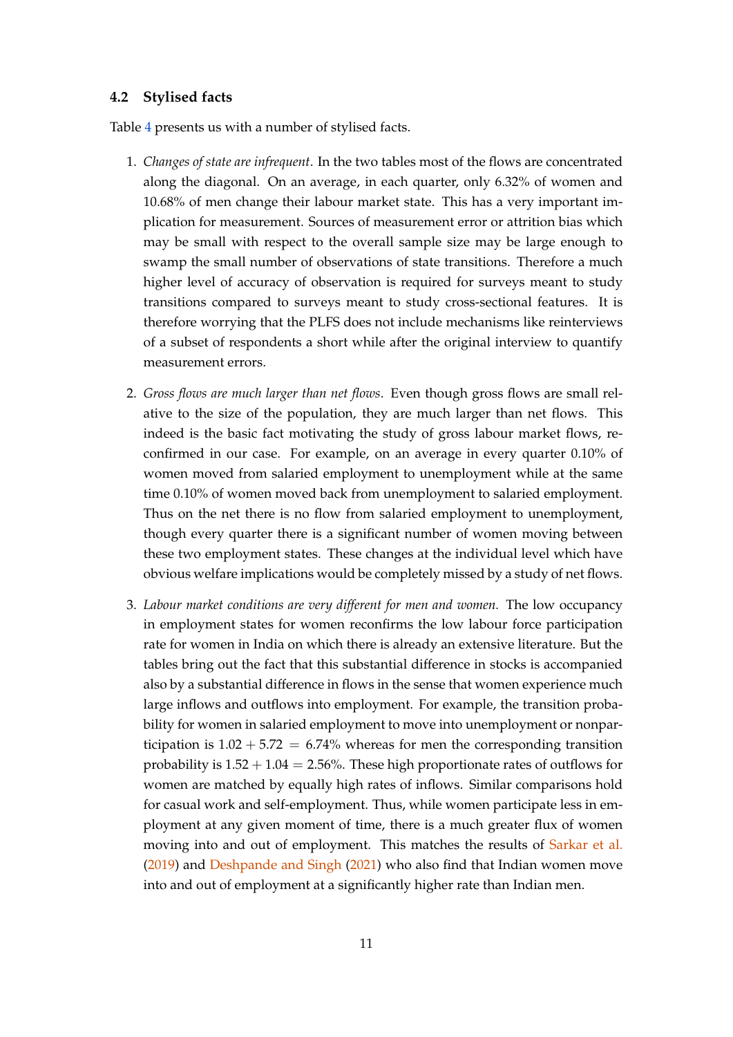### 4.2 Stylised facts

Table 4 presents us with a number of stylised facts.

1. *Changes of state are infrequent*. In the two tables most of the flows are concentrated along the diagonal. On an average, in each quarter, only 6.32% of women and 10.68% of men change their labour market state. This has a very important implication for measurement. Sources of measurement error or attrition bias which may be small with respect to the overall sample size may be large enough to swamp the small number of observations of state transitions. Therefore a much higher level of accuracy of observation is required for surveys meant to study transitions compared to surveys meant to study cross-sectional features. It is therefore worrying that the PLFS does not include mechanisms like reinterviews of a subset of respondents a short while after the original interview to quantify measurement errors.

2. *Gross flows are much larger than net flows*. Even though gross flows are small relative to the size of the population, they are much larger than net flows. This indeed is the basic fact motivating the study of gross labour market flows, reconfirmed in our case. For example, on an average in every quarter 0.10% of women moved from salaried employment to unemployment while at the same time 0.10% of women moved back from unemployment to salaried employment. Thus on the net there is no flow from salaried employment to unemployment, though every quarter there is a significant number of women moving between these two employment states. These changes at the individual level which have obvious welfare implications would be completely missed by a study of net flows.

3. *Labour market conditions are very different for men and women.* The low occupancy in employment states for women reconfirms the low labour force participation rate for women in India on which there is already an extensive literature. But the tables bring out the fact that this substantial difference in stocks is accompanied also by a substantial difference in flows in the sense that women experience much large inflows and outflows into employment. For example, the transition probability for women in salaried employment to move into unemployment or nonparticipation is $1.02 + 5.72 = 6.74\%$ whereas for men the corresponding transition probability is $1.52 + 1.04 = 2.56\%$. These high proportionate rates of outflows for women are matched by equally high rates of inflows. Similar comparisons hold for casual work and self-employment. Thus, while women participate less in employment at any given moment of time, there is a much greater flux of women moving into and out of employment. This matches the results of Sarkar et al. (2019) and Deshpande and Singh (2021) who also find that Indian women move into and out of employment at a significantly higher rate than Indian men.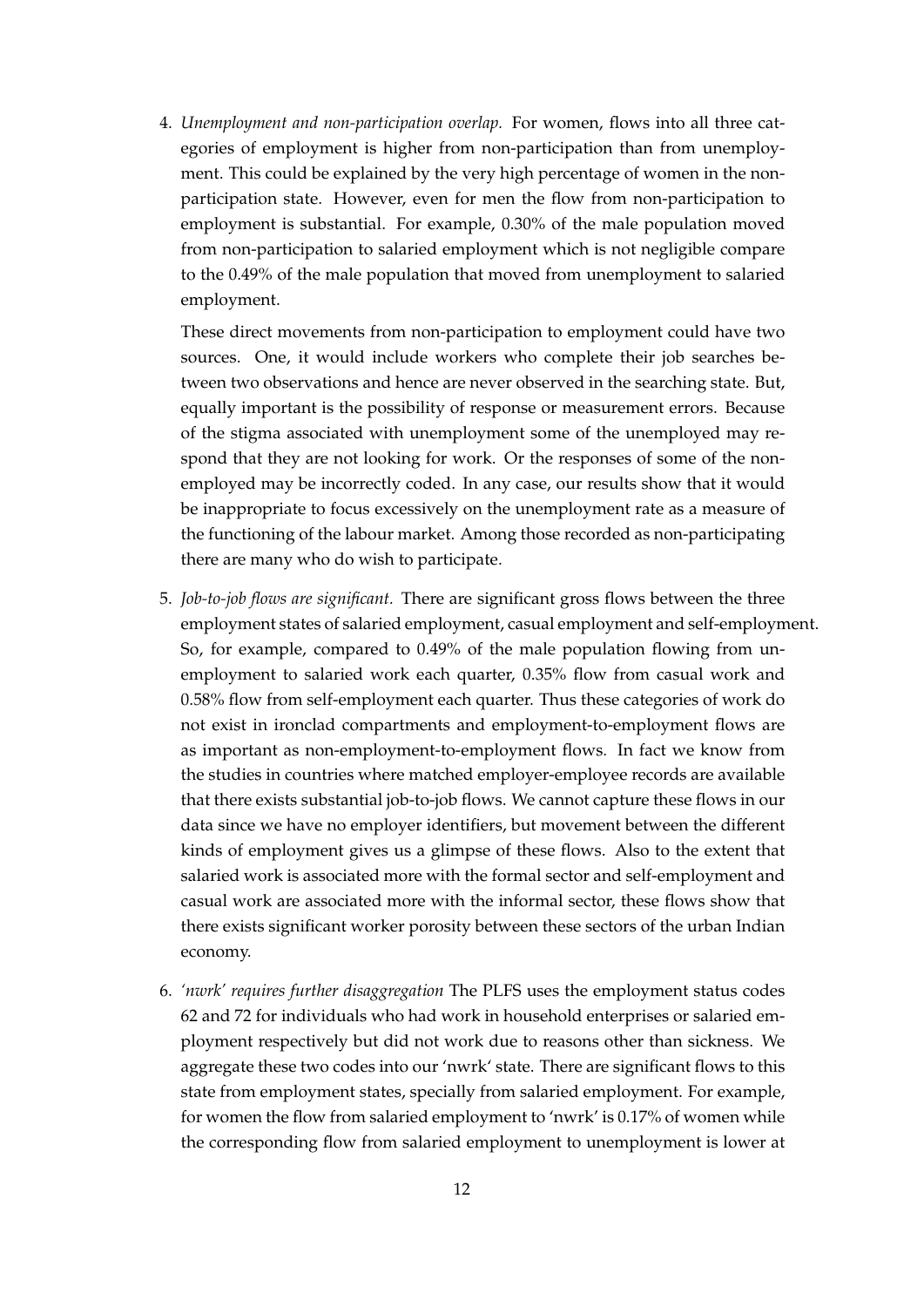4. *Unemployment and non-participation overlap.* For women, flows into all three categories of employment is higher from non-participation than from unemployment. This could be explained by the very high percentage of women in the non-participation state. However, even for men the flow from non-participation to employment is substantial. For example, 0.30% of the male population moved from non-participation to salaried employment which is not negligible compare to the 0.49% of the male population that moved from unemployment to salaried employment.

   These direct movements from non-participation to employment could have two sources. One, it would include workers who complete their job searches between two observations and hence are never observed in the searching state. But, equally important is the possibility of response or measurement errors. Because of the stigma associated with unemployment some of the unemployed may respond that they are not looking for work. Or the responses of some of the non-employed may be incorrectly coded. In any case, our results show that it would be inappropriate to focus excessively on the unemployment rate as a measure of the functioning of the labour market. Among those recorded as non-participating there are many who do wish to participate.

5. *Job-to-job flows are significant.* There are significant gross flows between the three employment states of salaried employment, casual employment and self-employment. So, for example, compared to 0.49% of the male population flowing from unemployment to salaried work each quarter, 0.35% flow from casual work and 0.58% flow from self-employment each quarter. Thus these categories of work do not exist in ironclad compartments and employment-to-employment flows are as important as non-employment-to-employment flows. In fact we know from the studies in countries where matched employer-employee records are available that there exists substantial job-to-job flows. We cannot capture these flows in our data since we have no employer identifiers, but movement between the different kinds of employment gives us a glimpse of these flows. Also to the extent that salaried work is associated more with the formal sector and self-employment and casual work are associated more with the informal sector, these flows show that there exists significant worker porosity between these sectors of the urban Indian economy.

6. *'nwrk' requires further disaggregation* The PLFS uses the employment status codes 62 and 72 for individuals who had work in household enterprises or salaried employment respectively but did not work due to reasons other than sickness. We aggregate these two codes into our 'nwrk' state. There are significant flows to this state from employment states, specially from salaried employment. For example, for women the flow from salaried employment to 'nwrk' is 0.17% of women while the corresponding flow from salaried employment to unemployment is lower at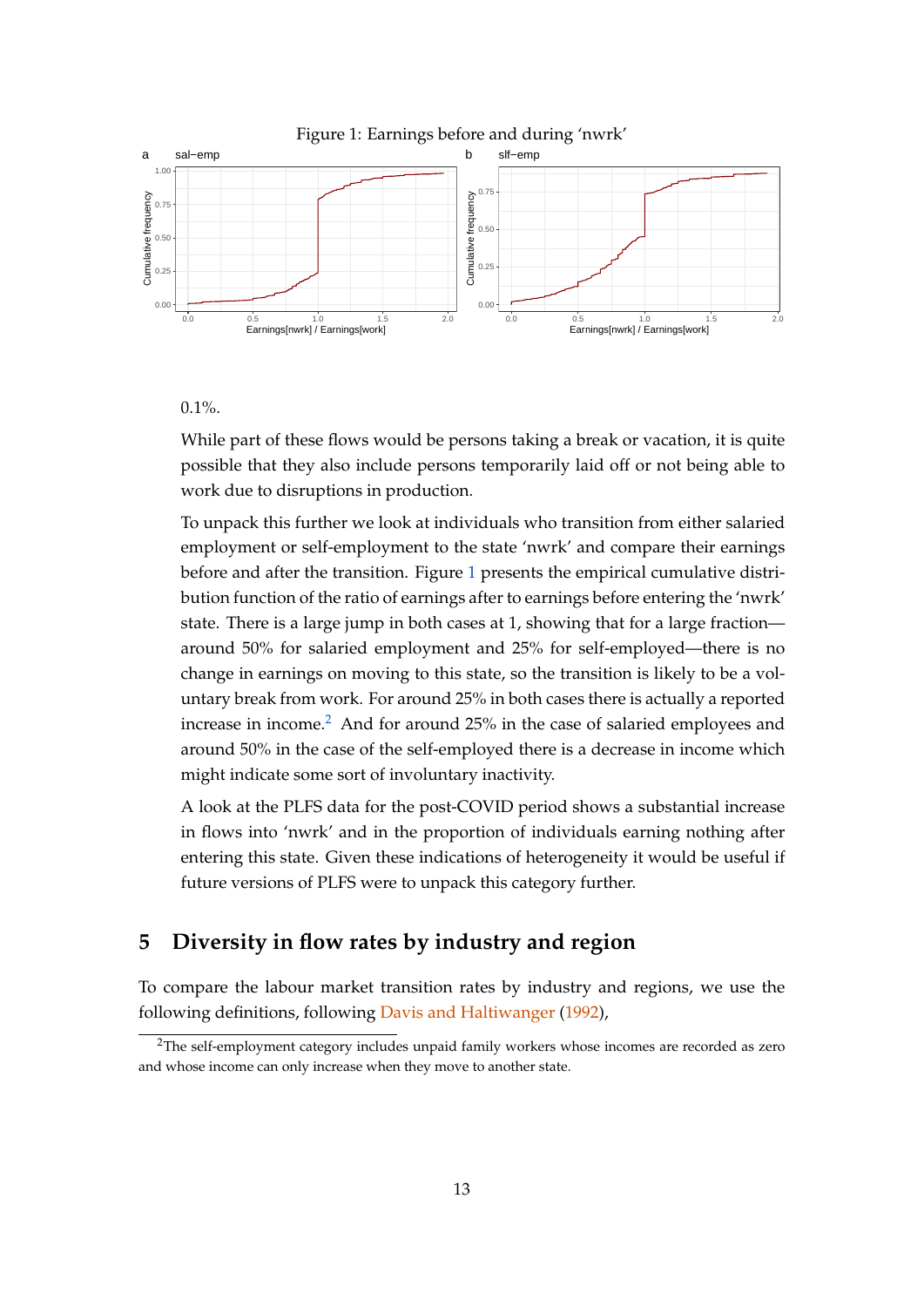Figure 1: Earnings before and during 'nwrk'

a sal−emp

Cumulative frequency

1.00
0.75
0.50
0.25
0.00

0.0 0.5 1.0 1.5 2.0

Earnings[nwrk] / Earnings[work]

b slf−emp

Cumulative frequency

0.75
0.50
0.25
0.00

0.0 0.5 1.0 1.5 2.0

Earnings[nwrk] / Earnings[work]

0.1%.

While part of these flows would be persons taking a break or vacation, it is quite possible that they also include persons temporarily laid off or not being able to work due to disruptions in production.

To unpack this further we look at individuals who transition from either salaried employment or self-employment to the state 'nwrk' and compare their earnings before and after the transition. Figure 1 presents the empirical cumulative distribution function of the ratio of earnings after to earnings before entering the 'nwrk' state. There is a large jump in both cases at 1, showing that for a large fraction—around 50% for salaried employment and 25% for self-employed—there is no change in earnings on moving to this state, so the transition is likely to be a voluntary break from work. For around 25% in both cases there is actually a reported increase in income.[2] And for around 25% in the case of salaried employees and around 50% in the case of the self-employed there is a decrease in income which might indicate some sort of involuntary inactivity.

A look at the PLFS data for the post-COVID period shows a substantial increase in flows into 'nwrk' and in the proportion of individuals earning nothing after entering this state. Given these indications of heterogeneity it would be useful if future versions of PLFS were to unpack this category further.

## 5 Diversity in flow rates by industry and region

To compare the labour market transition rates by industry and regions, we use the following definitions, following Davis and Haltiwanger (1992),

[2] The self-employment category includes unpaid family workers whose incomes are recorded as zero and whose income can only increase when they move to another state.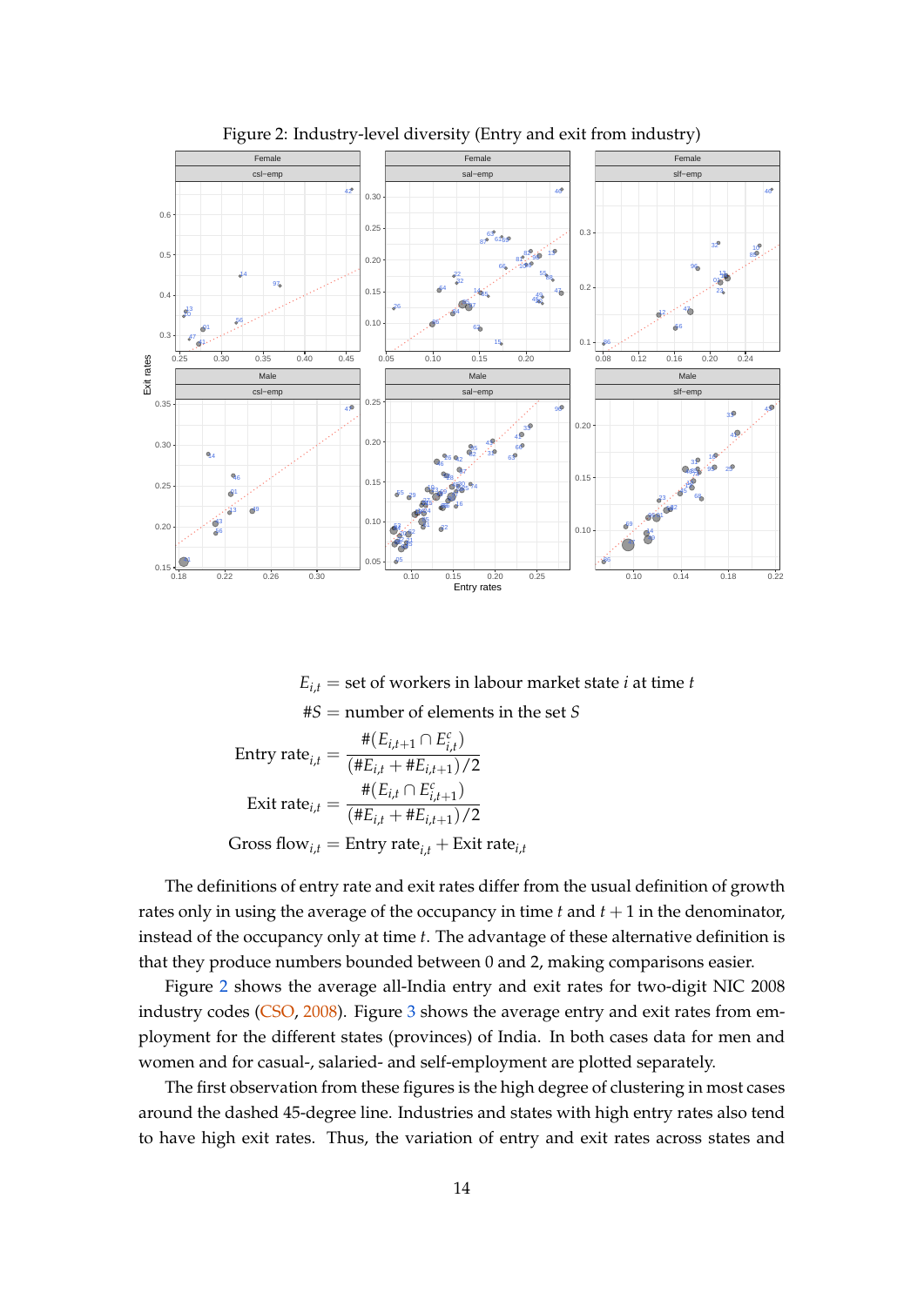Figure 2: Industry-level diversity (Entry and exit from industry)

Female, csl−emp; Female, sal−emp; Female, slf−emp; Male, csl−emp; Male, sal−emp; Male, slf−emp

Exit rates

Entry rates

$$E_{i,t} = \text{set of workers in labour market state } i \text{ at time } t$$

$$\#S = \text{number of elements in the set } S$$

$$\text{Entry rate}_{i,t} = \frac{\#(E_{i,t+1} \cap E_{i,t}^c)}{(\#E_{i,t} + \#E_{i,t+1})/2}$$

$$\text{Exit rate}_{i,t} = \frac{\#(E_{i,t} \cap E_{i,t+1}^c)}{(\#E_{i,t} + \#E_{i,t+1})/2}$$

$$\text{Gross flow}_{i,t} = \text{Entry rate}_{i,t} + \text{Exit rate}_{i,t}$$

The definitions of entry rate and exit rates differ from the usual definition of growth rates only in using the average of the occupancy in time $t$ and $t+1$ in the denominator, instead of the occupancy only at time $t$. The advantage of these alternative definition is that they produce numbers bounded between 0 and 2, making comparisons easier.

Figure 2 shows the average all-India entry and exit rates for two-digit NIC 2008 industry codes (CSO, 2008). Figure 3 shows the average entry and exit rates from employment for the different states (provinces) of India. In both cases data for men and women and for casual-, salaried- and self-employment are plotted separately.

The first observation from these figures is the high degree of clustering in most cases around the dashed 45-degree line. Industries and states with high entry rates also tend to have high exit rates. Thus, the variation of entry and exit rates across states and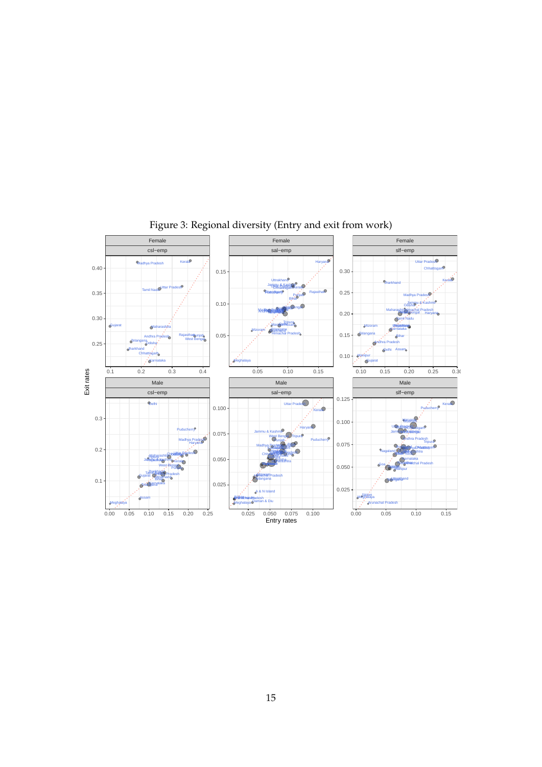Figure 3: Regional diversity (Entry and exit from work)

Female
csl−emp

Female
sal−emp

Female
slf−emp

Male
csl−emp

Male
sal−emp

Male
slf−emp

Exit rates

Entry rates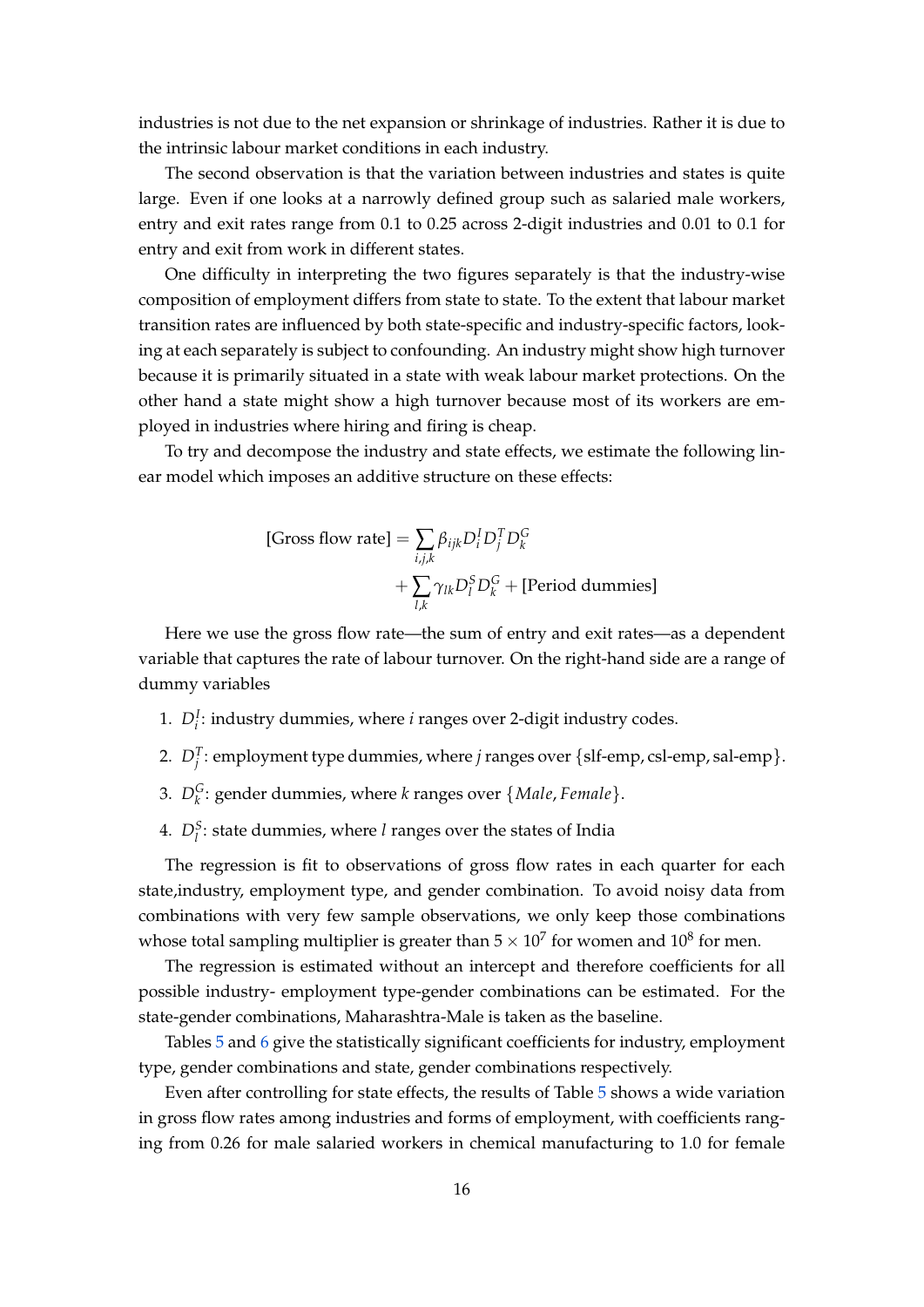industries is not due to the net expansion or shrinkage of industries. Rather it is due to the intrinsic labour market conditions in each industry.

The second observation is that the variation between industries and states is quite large. Even if one looks at a narrowly defined group such as salaried male workers, entry and exit rates range from 0.1 to 0.25 across 2-digit industries and 0.01 to 0.1 for entry and exit from work in different states.

One difficulty in interpreting the two figures separately is that the industry-wise composition of employment differs from state to state. To the extent that labour market transition rates are influenced by both state-specific and industry-specific factors, looking at each separately is subject to confounding. An industry might show high turnover because it is primarily situated in a state with weak labour market protections. On the other hand a state might show a high turnover because most of its workers are employed in industries where hiring and firing is cheap.

To try and decompose the industry and state effects, we estimate the following linear model which imposes an additive structure on these effects:

$$
\begin{aligned}
\text{[Gross flow rate]} &= \sum_{i,j,k} \beta_{ijk} D^I_i D^T_j D^G_k \\
&+ \sum_{l,k} \gamma_{lk} D^S_l D^G_k + \text{[Period dummies]}
\end{aligned}
$$

Here we use the gross flow rate—the sum of entry and exit rates—as a dependent variable that captures the rate of labour turnover. On the right-hand side are a range of dummy variables

1. $D^I_i$: industry dummies, where $i$ ranges over 2-digit industry codes.
2. $D^T_j$: employment type dummies, where $j$ ranges over $\{\text{slf-emp}, \text{csl-emp}, \text{sal-emp}\}$.
3. $D^G_k$: gender dummies, where $k$ ranges over $\{Male, Female\}$.
4. $D^S_l$: state dummies, where $l$ ranges over the states of India

The regression is fit to observations of gross flow rates in each quarter for each state,industry, employment type, and gender combination. To avoid noisy data from combinations with very few sample observations, we only keep those combinations whose total sampling multiplier is greater than $5 \times 10^7$ for women and $10^8$ for men.

The regression is estimated without an intercept and therefore coefficients for all possible industry- employment type-gender combinations can be estimated. For the state-gender combinations, Maharashtra-Male is taken as the baseline.

Tables 5 and 6 give the statistically significant coefficients for industry, employment type, gender combinations and state, gender combinations respectively.

Even after controlling for state effects, the results of Table 5 shows a wide variation in gross flow rates among industries and forms of employment, with coefficients ranging from 0.26 for male salaried workers in chemical manufacturing to 1.0 for female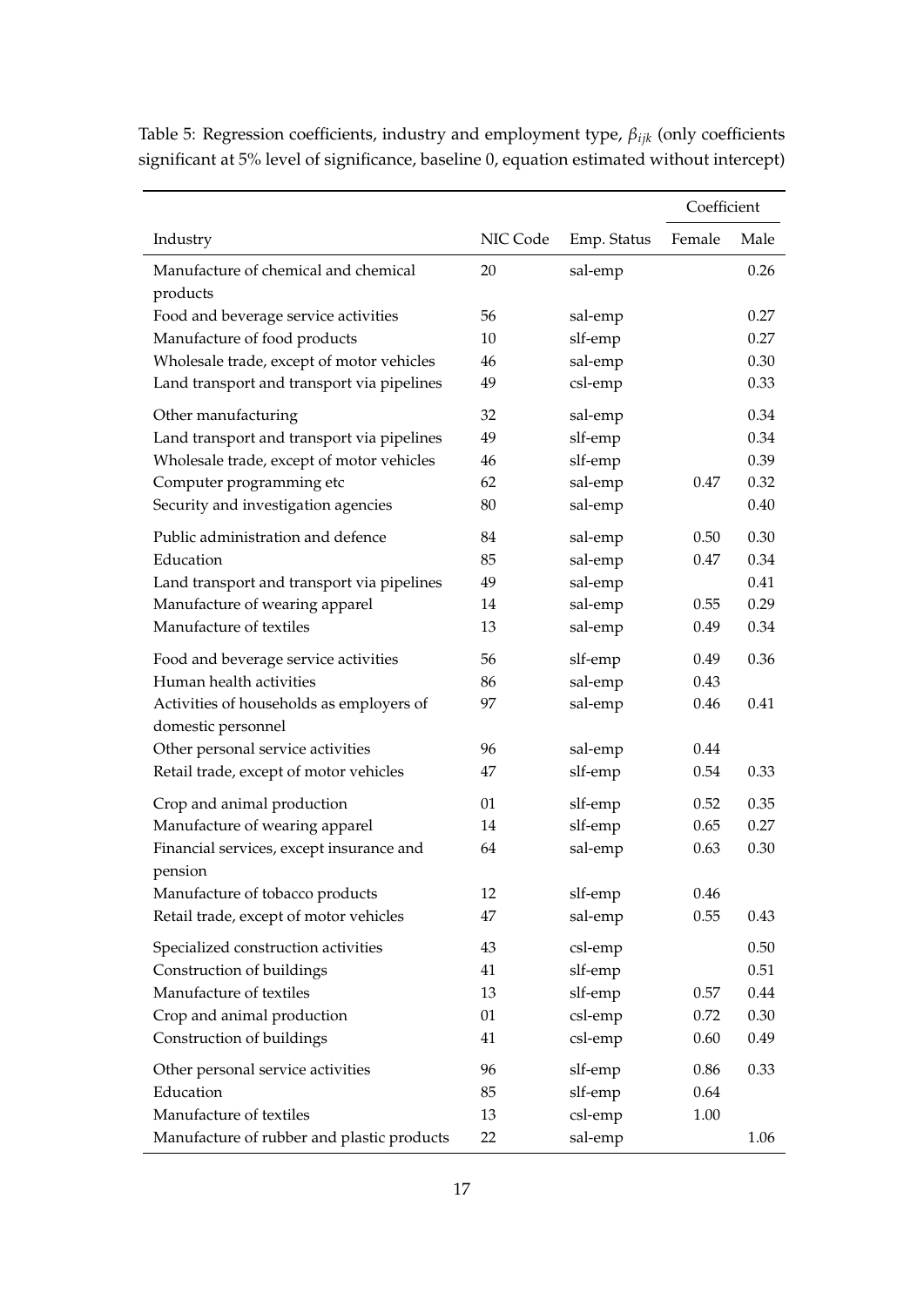Table 5: Regression coefficients, industry and employment type, $\beta_{ijk}$ (only coefficients significant at 5% level of significance, baseline 0, equation estimated without intercept)

| | | | Coefficient | |
|---|---|---|---|---|
| Industry | NIC Code | Emp. Status | Female | Male |
| Manufacture of chemical and chemical products | 20 | sal-emp | | 0.26 |
| Food and beverage service activities | 56 | sal-emp | | 0.27 |
| Manufacture of food products | 10 | slf-emp | | 0.27 |
| Wholesale trade, except of motor vehicles | 46 | sal-emp | | 0.30 |
| Land transport and transport via pipelines | 49 | csl-emp | | 0.33 |
| Other manufacturing | 32 | sal-emp | | 0.34 |
| Land transport and transport via pipelines | 49 | slf-emp | | 0.34 |
| Wholesale trade, except of motor vehicles | 46 | slf-emp | | 0.39 |
| Computer programming etc | 62 | sal-emp | 0.47 | 0.32 |
| Security and investigation agencies | 80 | sal-emp | | 0.40 |
| Public administration and defence | 84 | sal-emp | 0.50 | 0.30 |
| Education | 85 | sal-emp | 0.47 | 0.34 |
| Land transport and transport via pipelines | 49 | sal-emp | | 0.41 |
| Manufacture of wearing apparel | 14 | sal-emp | 0.55 | 0.29 |
| Manufacture of textiles | 13 | sal-emp | 0.49 | 0.34 |
| Food and beverage service activities | 56 | slf-emp | 0.49 | 0.36 |
| Human health activities | 86 | sal-emp | 0.43 | |
| Activities of households as employers of domestic personnel | 97 | sal-emp | 0.46 | 0.41 |
| Other personal service activities | 96 | sal-emp | 0.44 | |
| Retail trade, except of motor vehicles | 47 | slf-emp | 0.54 | 0.33 |
| Crop and animal production | 01 | slf-emp | 0.52 | 0.35 |
| Manufacture of wearing apparel | 14 | slf-emp | 0.65 | 0.27 |
| Financial services, except insurance and pension | 64 | sal-emp | 0.63 | 0.30 |
| Manufacture of tobacco products | 12 | slf-emp | 0.46 | |
| Retail trade, except of motor vehicles | 47 | sal-emp | 0.55 | 0.43 |
| Specialized construction activities | 43 | csl-emp | | 0.50 |
| Construction of buildings | 41 | slf-emp | | 0.51 |
| Manufacture of textiles | 13 | slf-emp | 0.57 | 0.44 |
| Crop and animal production | 01 | csl-emp | 0.72 | 0.30 |
| Construction of buildings | 41 | csl-emp | 0.60 | 0.49 |
| Other personal service activities | 96 | slf-emp | 0.86 | 0.33 |
| Education | 85 | slf-emp | 0.64 | |
| Manufacture of textiles | 13 | csl-emp | 1.00 | |
| Manufacture of rubber and plastic products | 22 | sal-emp | | 1.06 |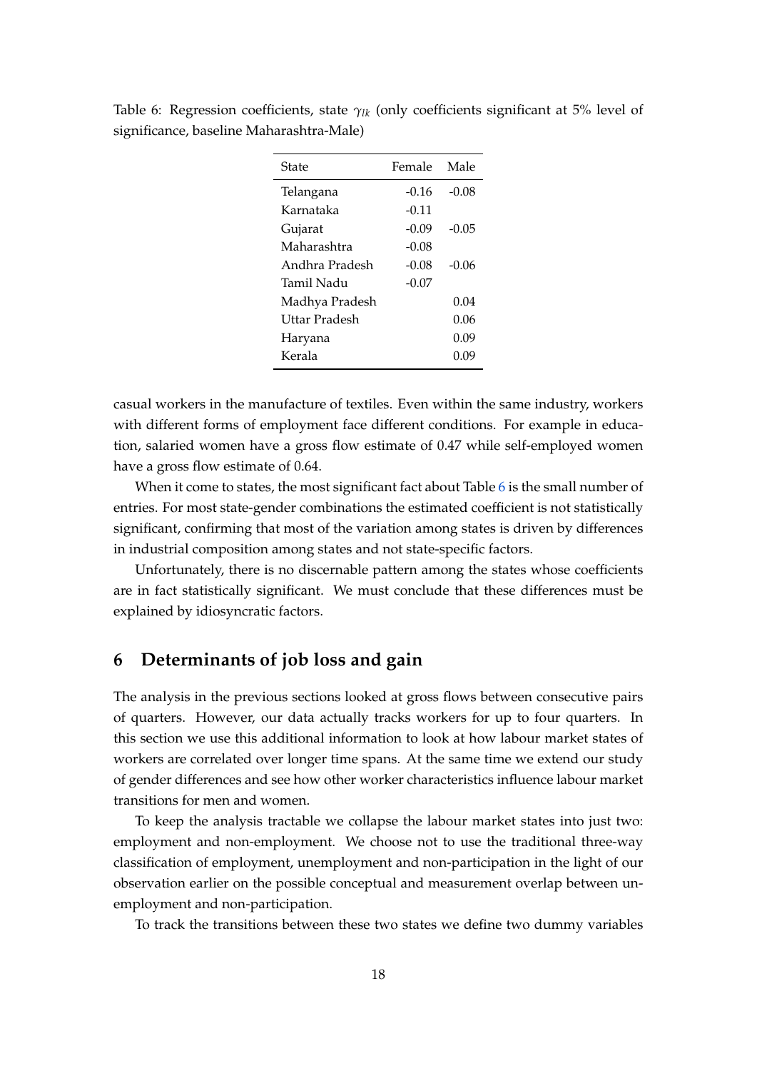Table 6: Regression coefficients, state $\gamma_{lk}$ (only coefficients significant at 5% level of significance, baseline Maharashtra-Male)

| State | Female | Male |
|---|---|---|
| Telangana | -0.16 | -0.08 |
| Karnataka | -0.11 | |
| Gujarat | -0.09 | -0.05 |
| Maharashtra | -0.08 | |
| Andhra Pradesh | -0.08 | -0.06 |
| Tamil Nadu | -0.07 | |
| Madhya Pradesh | | 0.04 |
| Uttar Pradesh | | 0.06 |
| Haryana | | 0.09 |
| Kerala | | 0.09 |

casual workers in the manufacture of textiles. Even within the same industry, workers with different forms of employment face different conditions. For example in education, salaried women have a gross flow estimate of 0.47 while self-employed women have a gross flow estimate of 0.64.

When it come to states, the most significant fact about Table 6 is the small number of entries. For most state-gender combinations the estimated coefficient is not statistically significant, confirming that most of the variation among states is driven by differences in industrial composition among states and not state-specific factors.

Unfortunately, there is no discernable pattern among the states whose coefficients are in fact statistically significant. We must conclude that these differences must be explained by idiosyncratic factors.

## 6 Determinants of job loss and gain

The analysis in the previous sections looked at gross flows between consecutive pairs of quarters. However, our data actually tracks workers for up to four quarters. In this section we use this additional information to look at how labour market states of workers are correlated over longer time spans. At the same time we extend our study of gender differences and see how other worker characteristics influence labour market transitions for men and women.

To keep the analysis tractable we collapse the labour market states into just two: employment and non-employment. We choose not to use the traditional three-way classification of employment, unemployment and non-participation in the light of our observation earlier on the possible conceptual and measurement overlap between unemployment and non-participation.

To track the transitions between these two states we define two dummy variables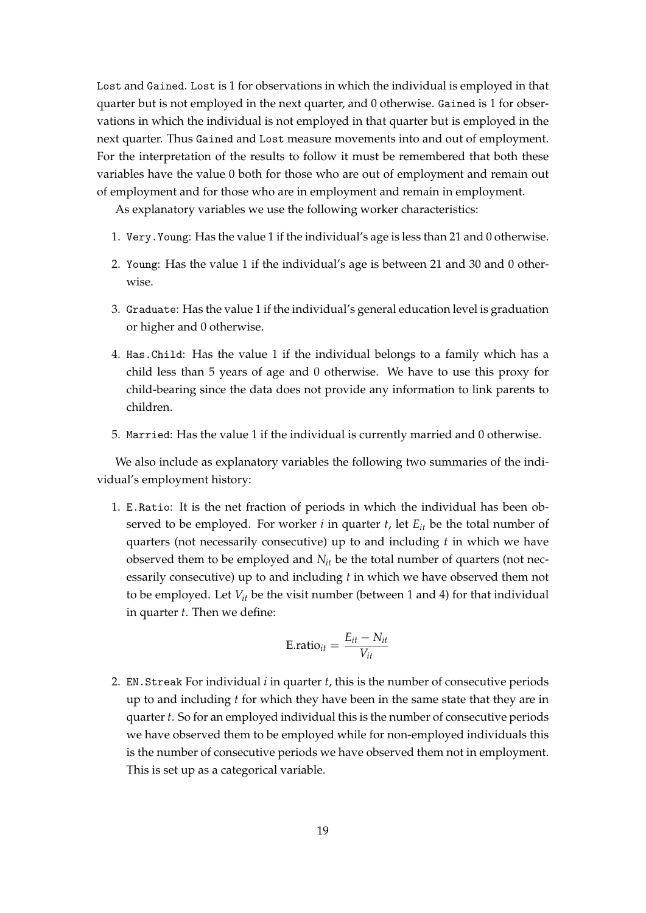`Lost` and `Gained`. `Lost` is 1 for observations in which the individual is employed in that quarter but is not employed in the next quarter, and 0 otherwise. `Gained` is 1 for observations in which the individual is not employed in that quarter but is employed in the next quarter. Thus `Gained` and `Lost` measure movements into and out of employment. For the interpretation of the results to follow it must be remembered that both these variables have the value 0 both for those who are out of employment and remain out of employment and for those who are in employment and remain in employment.

As explanatory variables we use the following worker characteristics:

1. `Very.Young`: Has the value 1 if the individual's age is less than 21 and 0 otherwise.
2. `Young`: Has the value 1 if the individual's age is between 21 and 30 and 0 otherwise.
3. `Graduate`: Has the value 1 if the individual's general education level is graduation or higher and 0 otherwise.
4. `Has.Child`: Has the value 1 if the individual belongs to a family which has a child less than 5 years of age and 0 otherwise. We have to use this proxy for child-bearing since the data does not provide any information to link parents to children.
5. `Married`: Has the value 1 if the individual is currently married and 0 otherwise.

We also include as explanatory variables the following two summaries of the individual's employment history:

1. `E.Ratio`: It is the net fraction of periods in which the individual has been observed to be employed. For worker $i$ in quarter $t$, let $E_{it}$ be the total number of quarters (not necessarily consecutive) up to and including $t$ in which we have observed them to be employed and $N_{it}$ be the total number of quarters (not necessarily consecutive) up to and including $t$ in which we have observed them not to be employed. Let $V_{it}$ be the visit number (between 1 and 4) for that individual in quarter $t$. Then we define:

$$\text{E.ratio}_{it} = \frac{E_{it} - N_{it}}{V_{it}}$$

2. `EN.Streak` For individual $i$ in quarter $t$, this is the number of consecutive periods up to and including $t$ for which they have been in the same state that they are in quarter $t$. So for an employed individual this is the number of consecutive periods we have observed them to be employed while for non-employed individuals this is the number of consecutive periods we have observed them not in employment. This is set up as a categorical variable.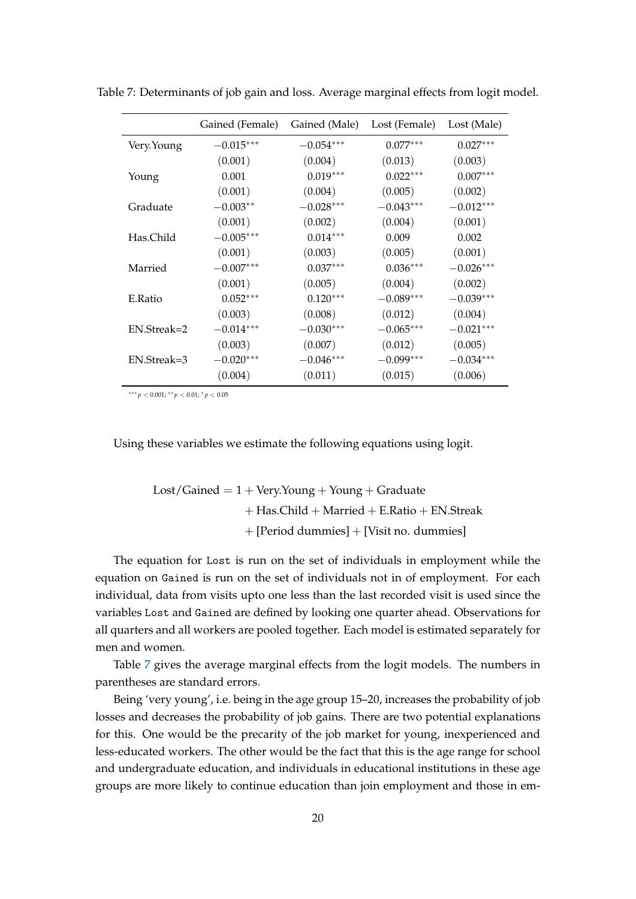Table 7: Determinants of job gain and loss. Average marginal effects from logit model.

| | Gained (Female) | Gained (Male) | Lost (Female) | Lost (Male) |
|---|---|---|---|---|
| Very.Young | $-0.015^{***}$ | $-0.054^{***}$ | $0.077^{***}$ | $0.027^{***}$ |
| | $(0.001)$ | $(0.004)$ | $(0.013)$ | $(0.003)$ |
| Young | $0.001$ | $0.019^{***}$ | $0.022^{***}$ | $0.007^{***}$ |
| | $(0.001)$ | $(0.004)$ | $(0.005)$ | $(0.002)$ |
| Graduate | $-0.003^{**}$ | $-0.028^{***}$ | $-0.043^{***}$ | $-0.012^{***}$ |
| | $(0.001)$ | $(0.002)$ | $(0.004)$ | $(0.001)$ |
| Has.Child | $-0.005^{***}$ | $0.014^{***}$ | $0.009$ | $0.002$ |
| | $(0.001)$ | $(0.003)$ | $(0.005)$ | $(0.001)$ |
| Married | $-0.007^{***}$ | $0.037^{***}$ | $0.036^{***}$ | $-0.026^{***}$ |
| | $(0.001)$ | $(0.005)$ | $(0.004)$ | $(0.002)$ |
| E.Ratio | $0.052^{***}$ | $0.120^{***}$ | $-0.089^{***}$ | $-0.039^{***}$ |
| | $(0.003)$ | $(0.008)$ | $(0.012)$ | $(0.004)$ |
| EN.Streak=2 | $-0.014^{***}$ | $-0.030^{***}$ | $-0.065^{***}$ | $-0.021^{***}$ |
| | $(0.003)$ | $(0.007)$ | $(0.012)$ | $(0.005)$ |
| EN.Streak=3 | $-0.020^{***}$ | $-0.046^{***}$ | $-0.099^{***}$ | $-0.034^{***}$ |
| | $(0.004)$ | $(0.011)$ | $(0.015)$ | $(0.006)$ |

$^{***}p < 0.001$; $^{**}p < 0.01$; $^{*}p < 0.05$

Using these variables we estimate the following equations using logit.

$$
\begin{aligned}
\text{Lost/Gained} = 1 &+ \text{Very.Young} + \text{Young} + \text{Graduate} \\
&+ \text{Has.Child} + \text{Married} + \text{E.Ratio} + \text{EN.Streak} \\
&+ [\text{Period dummies}] + [\text{Visit no. dummies}]
\end{aligned}
$$

The equation for `Lost` is run on the set of individuals in employment while the equation on `Gained` is run on the set of individuals not in of employment. For each individual, data from visits upto one less than the last recorded visit is used since the variables `Lost` and `Gained` are defined by looking one quarter ahead. Observations for all quarters and all workers are pooled together. Each model is estimated separately for men and women.

Table 7 gives the average marginal effects from the logit models. The numbers in parentheses are standard errors.

Being 'very young', i.e. being in the age group 15–20, increases the probability of job losses and decreases the probability of job gains. There are two potential explanations for this. One would be the precarity of the job market for young, inexperienced and less-educated workers. The other would be the fact that this is the age range for school and undergraduate education, and individuals in educational institutions in these age groups are more likely to continue education than join employment and those in em-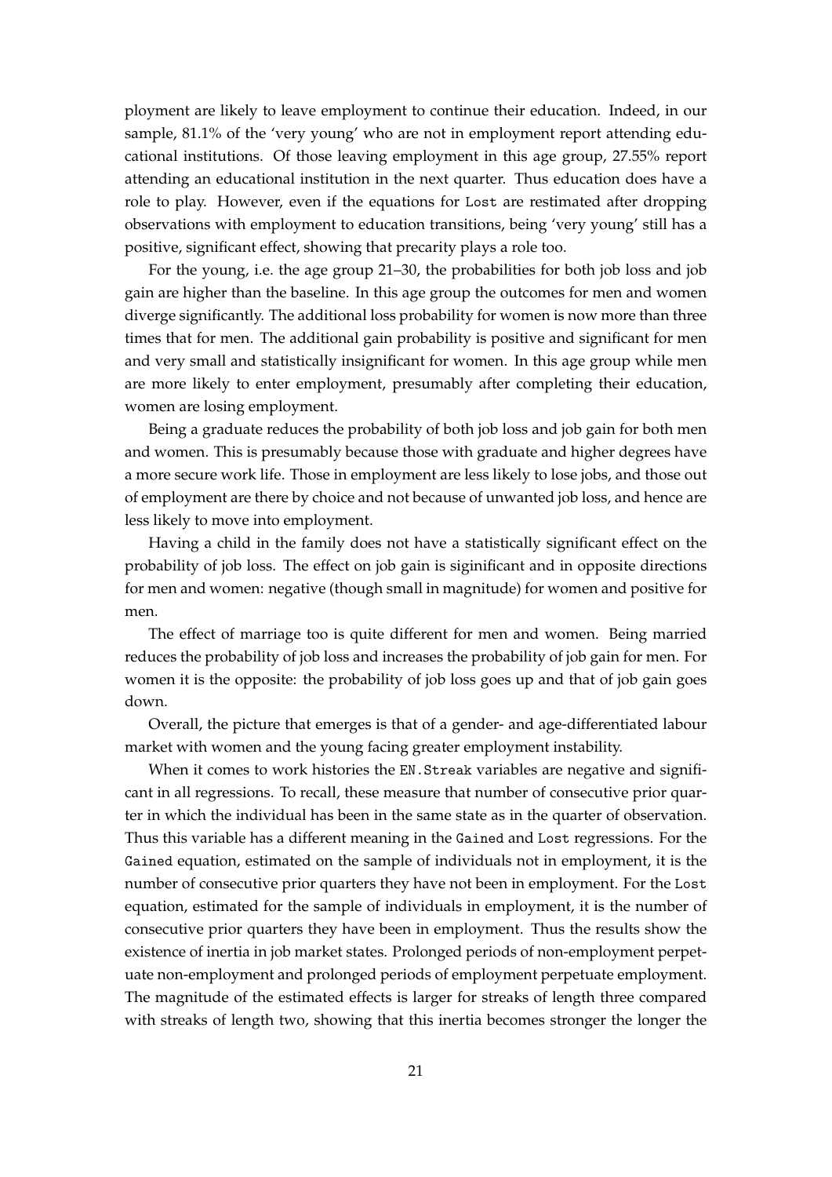ployment are likely to leave employment to continue their education. Indeed, in our sample, 81.1% of the 'very young' who are not in employment report attending educational institutions. Of those leaving employment in this age group, 27.55% report attending an educational institution in the next quarter. Thus education does have a role to play. However, even if the equations for `Lost` are restimated after dropping observations with employment to education transitions, being 'very young' still has a positive, significant effect, showing that precarity plays a role too.

For the young, i.e. the age group 21–30, the probabilities for both job loss and job gain are higher than the baseline. In this age group the outcomes for men and women diverge significantly. The additional loss probability for women is now more than three times that for men. The additional gain probability is positive and significant for men and very small and statistically insignificant for women. In this age group while men are more likely to enter employment, presumably after completing their education, women are losing employment.

Being a graduate reduces the probability of both job loss and job gain for both men and women. This is presumably because those with graduate and higher degrees have a more secure work life. Those in employment are less likely to lose jobs, and those out of employment are there by choice and not because of unwanted job loss, and hence are less likely to move into employment.

Having a child in the family does not have a statistically significant effect on the probability of job loss. The effect on job gain is siginificant and in opposite directions for men and women: negative (though small in magnitude) for women and positive for men.

The effect of marriage too is quite different for men and women. Being married reduces the probability of job loss and increases the probability of job gain for men. For women it is the opposite: the probability of job loss goes up and that of job gain goes down.

Overall, the picture that emerges is that of a gender- and age-differentiated labour market with women and the young facing greater employment instability.

When it comes to work histories the `EN.Streak` variables are negative and significant in all regressions. To recall, these measure that number of consecutive prior quarter in which the individual has been in the same state as in the quarter of observation. Thus this variable has a different meaning in the `Gained` and `Lost` regressions. For the `Gained` equation, estimated on the sample of individuals not in employment, it is the number of consecutive prior quarters they have not been in employment. For the `Lost` equation, estimated for the sample of individuals in employment, it is the number of consecutive prior quarters they have been in employment. Thus the results show the existence of inertia in job market states. Prolonged periods of non-employment perpetuate non-employment and prolonged periods of employment perpetuate employment. The magnitude of the estimated effects is larger for streaks of length three compared with streaks of length two, showing that this inertia becomes stronger the longer the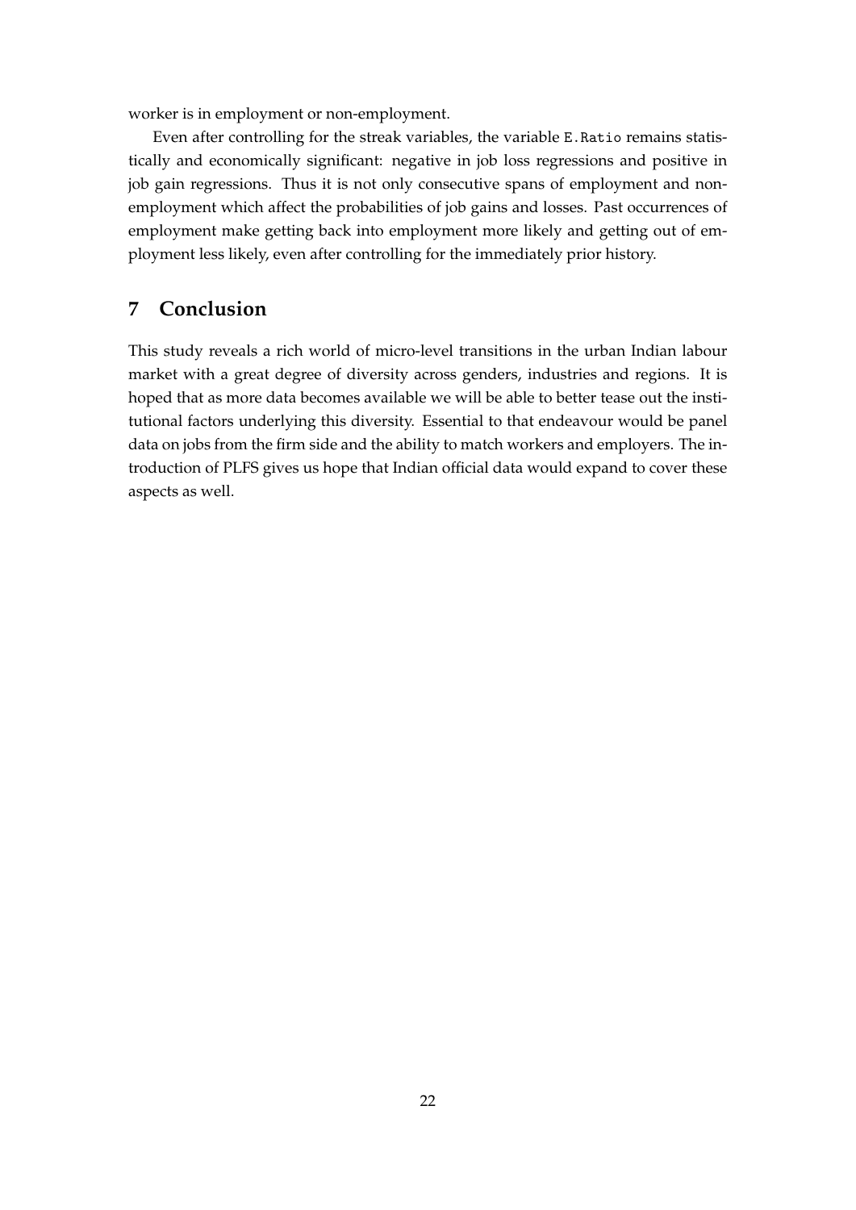worker is in employment or non-employment.

Even after controlling for the streak variables, the variable `E.Ratio` remains statistically and economically significant: negative in job loss regressions and positive in job gain regressions. Thus it is not only consecutive spans of employment and non-employment which affect the probabilities of job gains and losses. Past occurrences of employment make getting back into employment more likely and getting out of employment less likely, even after controlling for the immediately prior history.

## 7 Conclusion

This study reveals a rich world of micro-level transitions in the urban Indian labour market with a great degree of diversity across genders, industries and regions. It is hoped that as more data becomes available we will be able to better tease out the institutional factors underlying this diversity. Essential to that endeavour would be panel data on jobs from the firm side and the ability to match workers and employers. The introduction of PLFS gives us hope that Indian official data would expand to cover these aspects as well.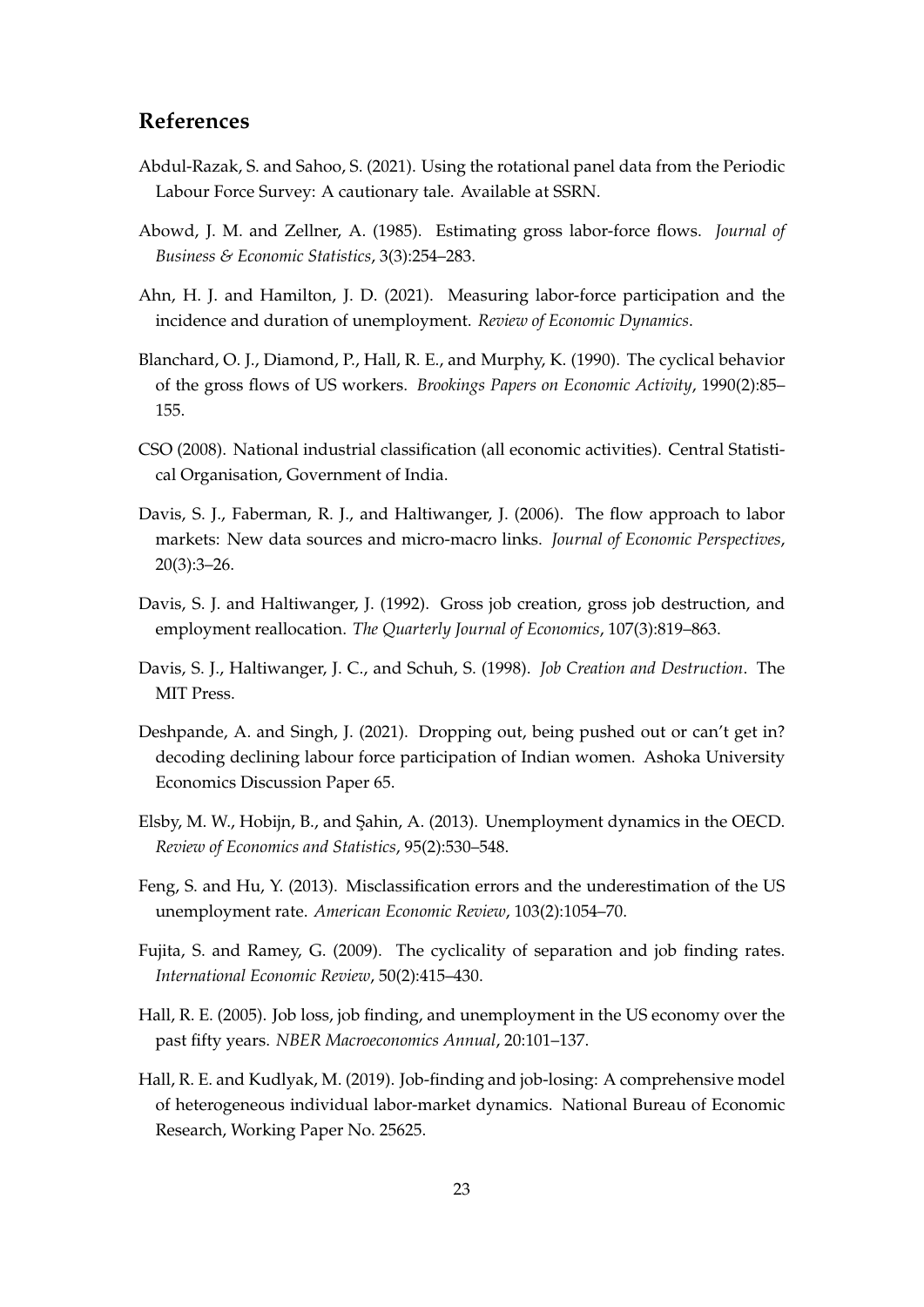## References

Abdul-Razak, S. and Sahoo, S. (2021). Using the rotational panel data from the Periodic Labour Force Survey: A cautionary tale. Available at SSRN.

Abowd, J. M. and Zellner, A. (1985). Estimating gross labor-force flows. *Journal of Business & Economic Statistics*, 3(3):254–283.

Ahn, H. J. and Hamilton, J. D. (2021). Measuring labor-force participation and the incidence and duration of unemployment. *Review of Economic Dynamics*.

Blanchard, O. J., Diamond, P., Hall, R. E., and Murphy, K. (1990). The cyclical behavior of the gross flows of US workers. *Brookings Papers on Economic Activity*, 1990(2):85–155.

CSO (2008). National industrial classification (all economic activities). Central Statistical Organisation, Government of India.

Davis, S. J., Faberman, R. J., and Haltiwanger, J. (2006). The flow approach to labor markets: New data sources and micro-macro links. *Journal of Economic Perspectives*, 20(3):3–26.

Davis, S. J. and Haltiwanger, J. (1992). Gross job creation, gross job destruction, and employment reallocation. *The Quarterly Journal of Economics*, 107(3):819–863.

Davis, S. J., Haltiwanger, J. C., and Schuh, S. (1998). *Job Creation and Destruction*. The MIT Press.

Deshpande, A. and Singh, J. (2021). Dropping out, being pushed out or can't get in? decoding declining labour force participation of Indian women. Ashoka University Economics Discussion Paper 65.

Elsby, M. W., Hobijn, B., and Şahin, A. (2013). Unemployment dynamics in the OECD. *Review of Economics and Statistics*, 95(2):530–548.

Feng, S. and Hu, Y. (2013). Misclassification errors and the underestimation of the US unemployment rate. *American Economic Review*, 103(2):1054–70.

Fujita, S. and Ramey, G. (2009). The cyclicality of separation and job finding rates. *International Economic Review*, 50(2):415–430.

Hall, R. E. (2005). Job loss, job finding, and unemployment in the US economy over the past fifty years. *NBER Macroeconomics Annual*, 20:101–137.

Hall, R. E. and Kudlyak, M. (2019). Job-finding and job-losing: A comprehensive model of heterogeneous individual labor-market dynamics. National Bureau of Economic Research, Working Paper No. 25625.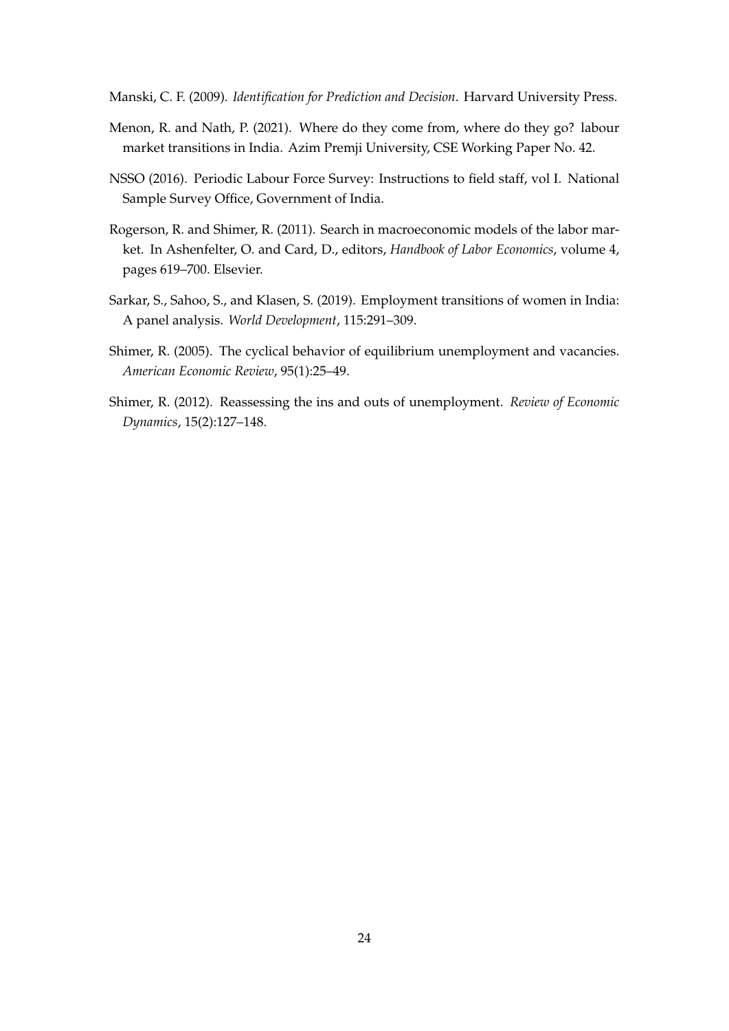Manski, C. F. (2009). *Identification for Prediction and Decision*. Harvard University Press.

Menon, R. and Nath, P. (2021). Where do they come from, where do they go? labour market transitions in India. Azim Premji University, CSE Working Paper No. 42.

NSSO (2016). Periodic Labour Force Survey: Instructions to field staff, vol I. National Sample Survey Office, Government of India.

Rogerson, R. and Shimer, R. (2011). Search in macroeconomic models of the labor market. In Ashenfelter, O. and Card, D., editors, *Handbook of Labor Economics*, volume 4, pages 619–700. Elsevier.

Sarkar, S., Sahoo, S., and Klasen, S. (2019). Employment transitions of women in India: A panel analysis. *World Development*, 115:291–309.

Shimer, R. (2005). The cyclical behavior of equilibrium unemployment and vacancies. *American Economic Review*, 95(1):25–49.

Shimer, R. (2012). Reassessing the ins and outs of unemployment. *Review of Economic Dynamics*, 15(2):127–148.